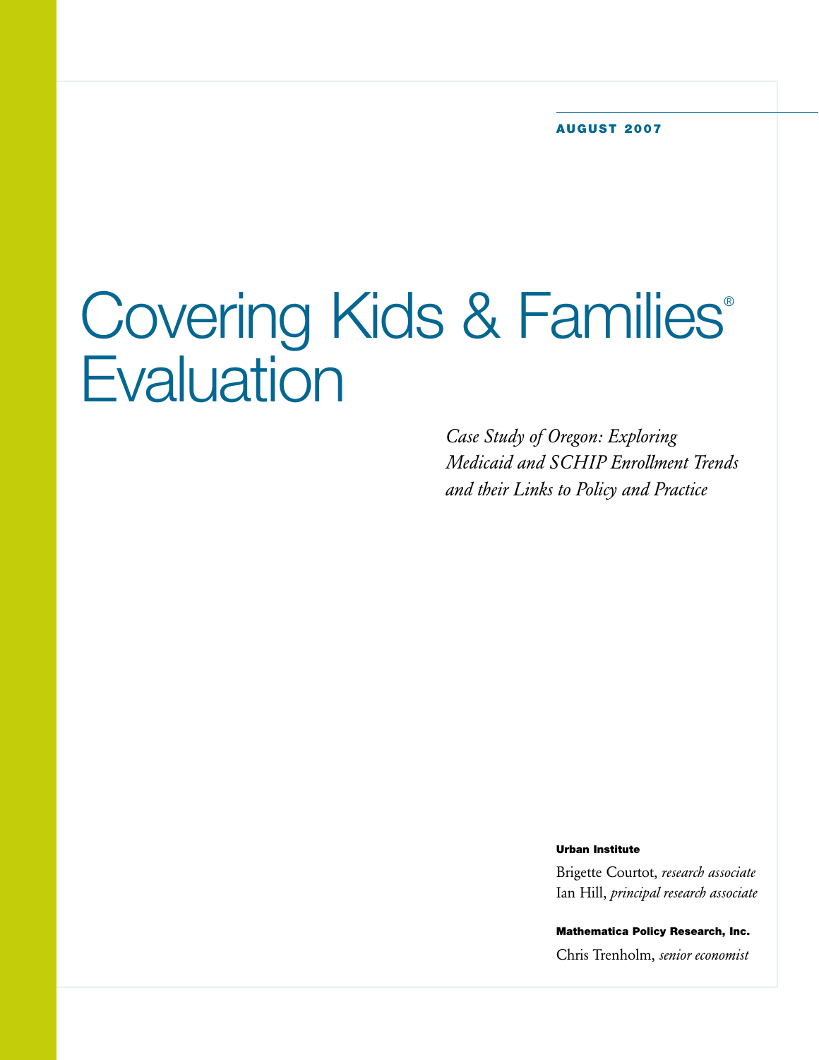AUGUST 2007

# Covering Kids & Families® Evaluation

*Case Study of Oregon: Exploring Medicaid and SCHIP Enrollment Trends and their Links to Policy and Practice*

**Urban Institute**

Brigette Courtot, *research associate*
Ian Hill, *principal research associate*

**Mathematica Policy Research, Inc.**

Chris Trenholm, *senior economist*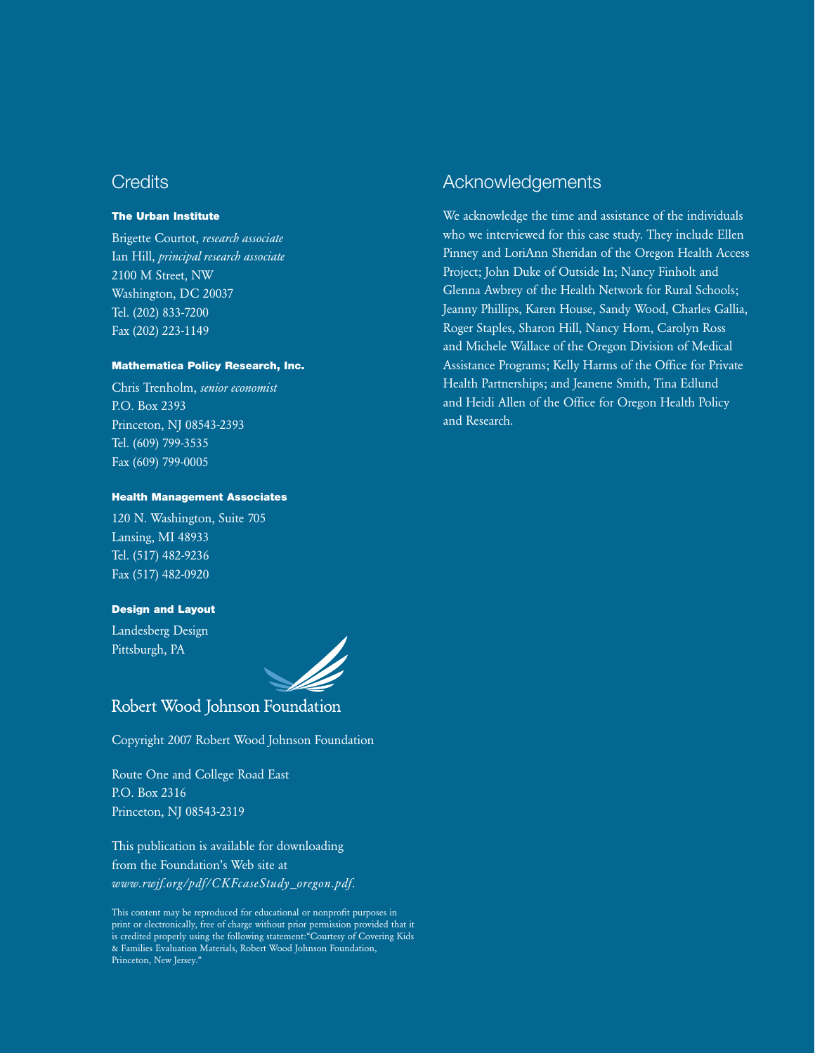## Credits

**The Urban Institute**

Brigette Courtot, *research associate*
Ian Hill, *principal research associate*
2100 M Street, NW
Washington, DC 20037
Tel. (202) 833-7200
Fax (202) 223-1149

**Mathematica Policy Research, Inc.**

Chris Trenholm, *senior economist*
P.O. Box 2393
Princeton, NJ 08543-2393
Tel. (609) 799-3535
Fax (609) 799-0005

**Health Management Associates**

120 N. Washington, Suite 705
Lansing, MI 48933
Tel. (517) 482-9236
Fax (517) 482-0920

**Design and Layout**

Landesberg Design
Pittsburgh, PA

Robert Wood Johnson Foundation

Copyright 2007 Robert Wood Johnson Foundation

Route One and College Road East
P.O. Box 2316
Princeton, NJ 08543-2319

This publication is available for downloading from the Foundation's Web site at *www.rwjf.org/pdf/CKFcaseStudy_oregon.pdf*.

This content may be reproduced for educational or nonprofit purposes in print or electronically, free of charge without prior permission provided that it is credited properly using the following statement:"Courtesy of Covering Kids & Families Evaluation Materials, Robert Wood Johnson Foundation, Princeton, New Jersey."

## Acknowledgements

We acknowledge the time and assistance of the individuals who we interviewed for this case study. They include Ellen Pinney and LoriAnn Sheridan of the Oregon Health Access Project; John Duke of Outside In; Nancy Finholt and Glenna Awbrey of the Health Network for Rural Schools; Jeanny Phillips, Karen House, Sandy Wood, Charles Gallia, Roger Staples, Sharon Hill, Nancy Horn, Carolyn Ross and Michele Wallace of the Oregon Division of Medical Assistance Programs; Kelly Harms of the Office for Private Health Partnerships; and Jeanene Smith, Tina Edlund and Heidi Allen of the Office for Oregon Health Policy and Research.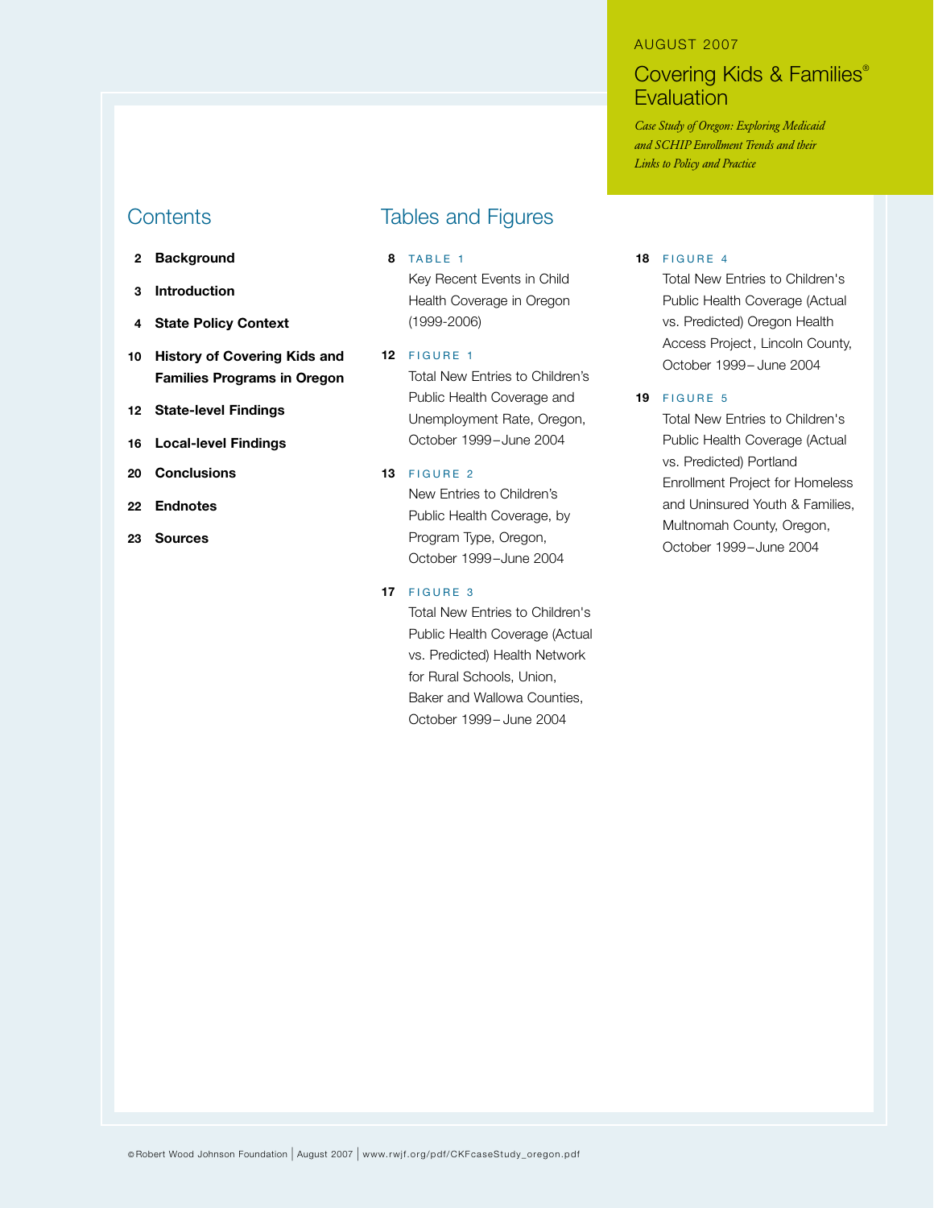AUGUST 2007

# Covering Kids & Families® Evaluation

*Case Study of Oregon: Exploring Medicaid and SCHIP Enrollment Trends and their Links to Policy and Practice*

## Contents

- **2 Background**
- **3 Introduction**
- **4 State Policy Context**
- **10 History of Covering Kids and Families Programs in Oregon**
- **12 State-level Findings**
- **16 Local-level Findings**
- **20 Conclusions**
- **22 Endnotes**
- **23 Sources**

## Tables and Figures

**8** TABLE 1
Key Recent Events in Child Health Coverage in Oregon (1999-2006)

**12** FIGURE 1
Total New Entries to Children's Public Health Coverage and Unemployment Rate, Oregon, October 1999–June 2004

**13** FIGURE 2
New Entries to Children's Public Health Coverage, by Program Type, Oregon, October 1999–June 2004

**17** FIGURE 3
Total New Entries to Children's Public Health Coverage (Actual vs. Predicted) Health Network for Rural Schools, Union, Baker and Wallowa Counties, October 1999–June 2004

**18** FIGURE 4
Total New Entries to Children's Public Health Coverage (Actual vs. Predicted) Oregon Health Access Project, Lincoln County, October 1999–June 2004

**19** FIGURE 5
Total New Entries to Children's Public Health Coverage (Actual vs. Predicted) Portland Enrollment Project for Homeless and Uninsured Youth & Families, Multnomah County, Oregon, October 1999–June 2004

©Robert Wood Johnson Foundation | August 2007 | www.rwjf.org/pdf/CKFcaseStudy_oregon.pdf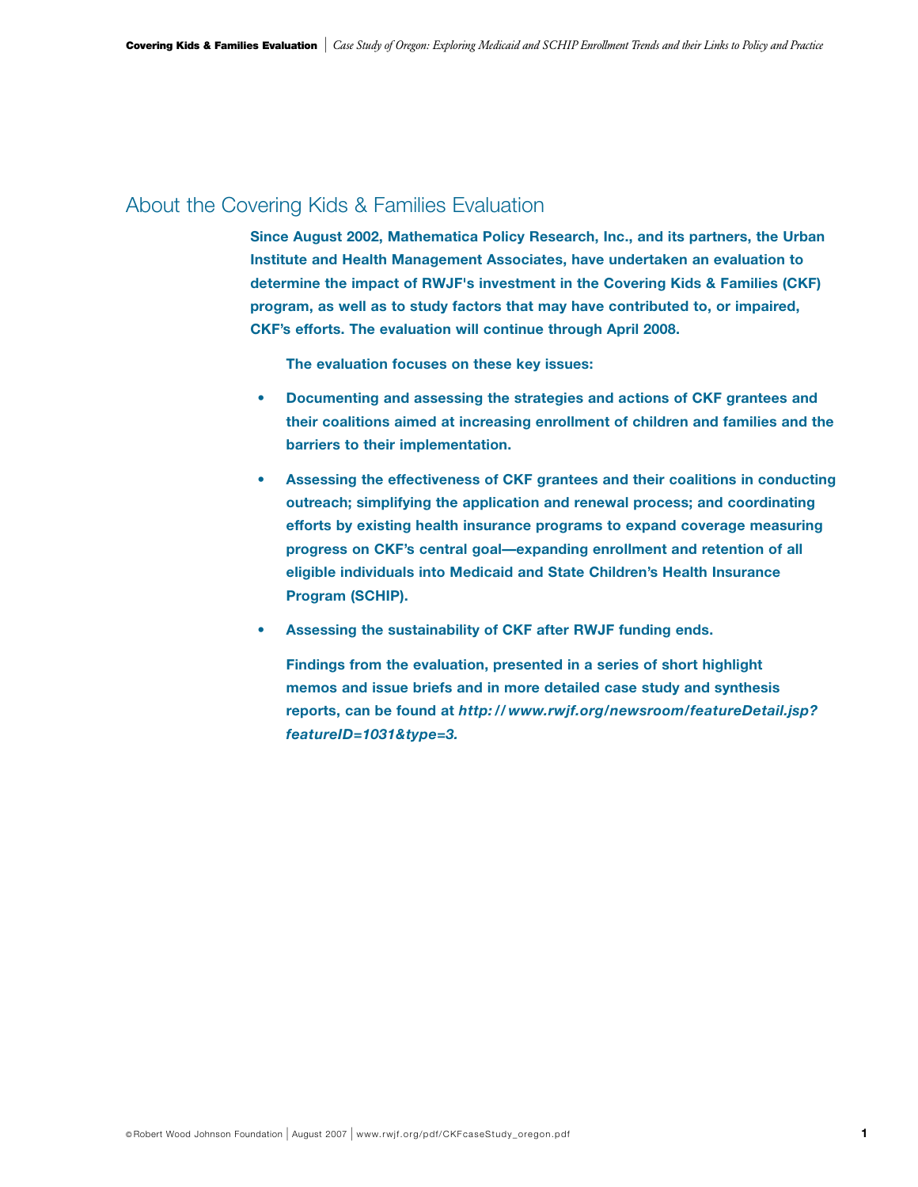## About the Covering Kids & Families Evaluation

**Since August 2002, Mathematica Policy Research, Inc., and its partners, the Urban Institute and Health Management Associates, have undertaken an evaluation to determine the impact of RWJF's investment in the Covering Kids & Families (CKF) program, as well as to study factors that may have contributed to, or impaired, CKF's efforts. The evaluation will continue through April 2008.**

**The evaluation focuses on these key issues:**

- **Documenting and assessing the strategies and actions of CKF grantees and their coalitions aimed at increasing enrollment of children and families and the barriers to their implementation.**
- **Assessing the effectiveness of CKF grantees and their coalitions in conducting outreach; simplifying the application and renewal process; and coordinating efforts by existing health insurance programs to expand coverage measuring progress on CKF's central goal—expanding enrollment and retention of all eligible individuals into Medicaid and State Children's Health Insurance Program (SCHIP).**
- **Assessing the sustainability of CKF after RWJF funding ends.**

**Findings from the evaluation, presented in a series of short highlight memos and issue briefs and in more detailed case study and synthesis reports, can be found at *http://www.rwjf.org/newsroom/featureDetail.jsp?featureID=1031&type=3.***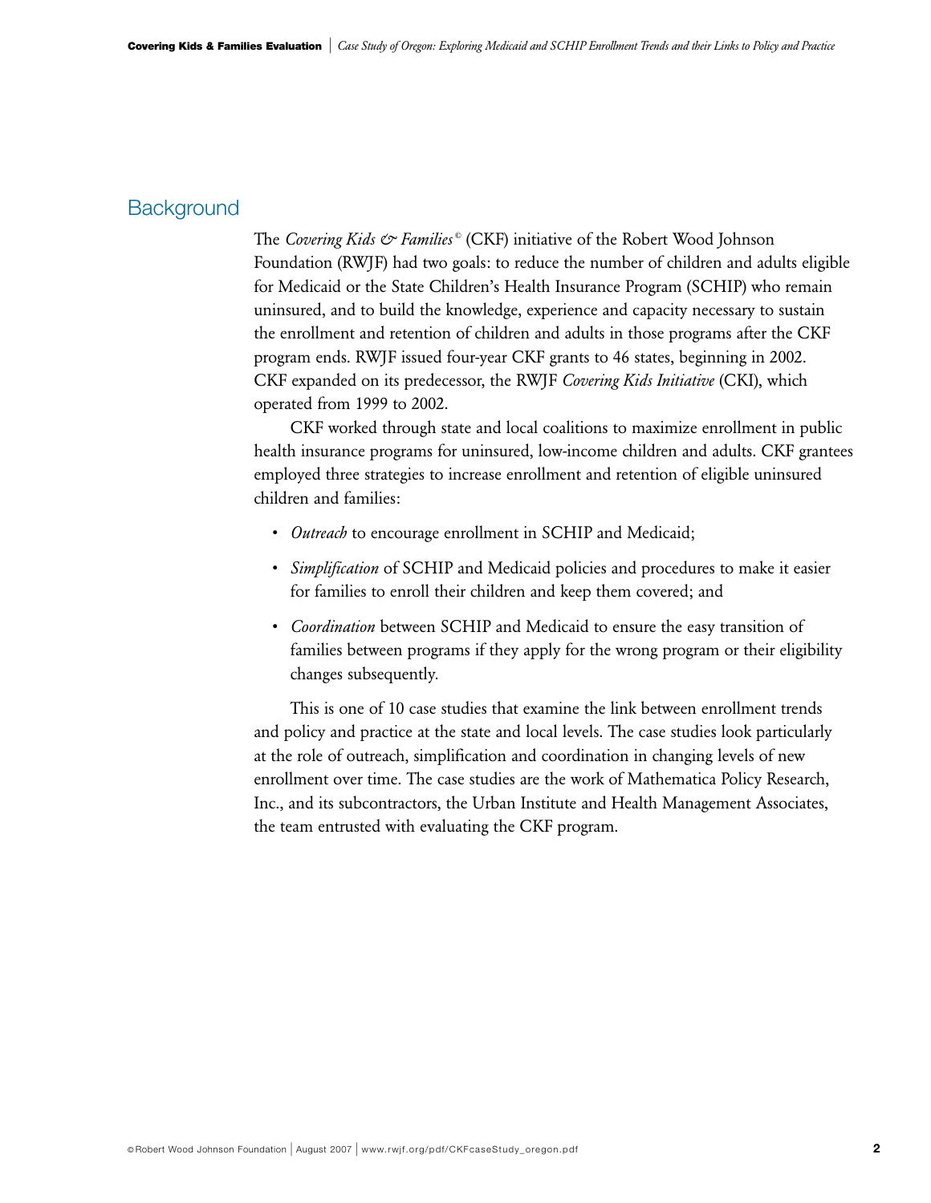## Background

The *Covering Kids & Families*© (CKF) initiative of the Robert Wood Johnson Foundation (RWJF) had two goals: to reduce the number of children and adults eligible for Medicaid or the State Children's Health Insurance Program (SCHIP) who remain uninsured, and to build the knowledge, experience and capacity necessary to sustain the enrollment and retention of children and adults in those programs after the CKF program ends. RWJF issued four-year CKF grants to 46 states, beginning in 2002. CKF expanded on its predecessor, the RWJF *Covering Kids Initiative* (CKI), which operated from 1999 to 2002.

CKF worked through state and local coalitions to maximize enrollment in public health insurance programs for uninsured, low-income children and adults. CKF grantees employed three strategies to increase enrollment and retention of eligible uninsured children and families:

- *Outreach* to encourage enrollment in SCHIP and Medicaid;
- *Simplification* of SCHIP and Medicaid policies and procedures to make it easier for families to enroll their children and keep them covered; and
- *Coordination* between SCHIP and Medicaid to ensure the easy transition of families between programs if they apply for the wrong program or their eligibility changes subsequently.

This is one of 10 case studies that examine the link between enrollment trends and policy and practice at the state and local levels. The case studies look particularly at the role of outreach, simplification and coordination in changing levels of new enrollment over time. The case studies are the work of Mathematica Policy Research, Inc., and its subcontractors, the Urban Institute and Health Management Associates, the team entrusted with evaluating the CKF program.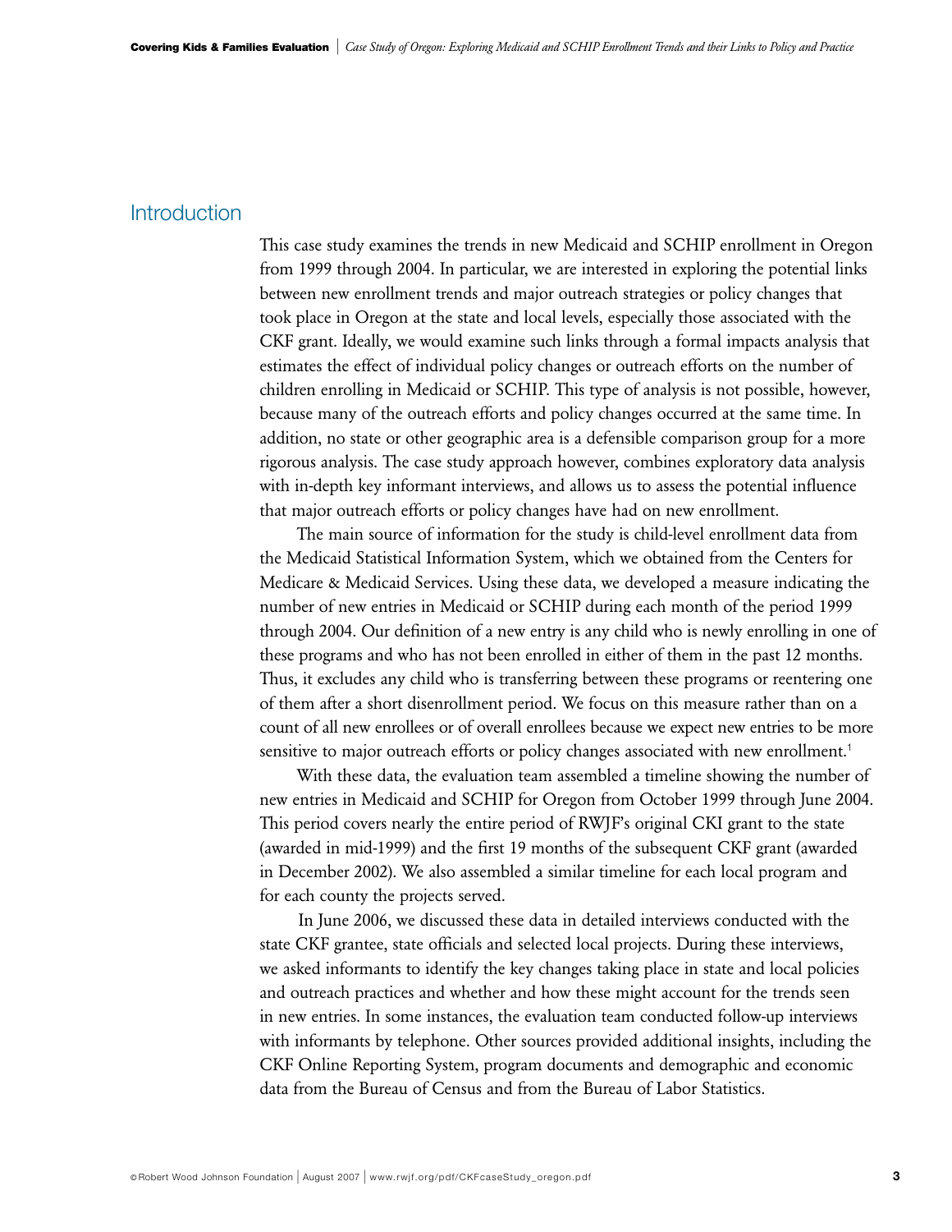## Introduction

This case study examines the trends in new Medicaid and SCHIP enrollment in Oregon from 1999 through 2004. In particular, we are interested in exploring the potential links between new enrollment trends and major outreach strategies or policy changes that took place in Oregon at the state and local levels, especially those associated with the CKF grant. Ideally, we would examine such links through a formal impacts analysis that estimates the effect of individual policy changes or outreach efforts on the number of children enrolling in Medicaid or SCHIP. This type of analysis is not possible, however, because many of the outreach efforts and policy changes occurred at the same time. In addition, no state or other geographic area is a defensible comparison group for a more rigorous analysis. The case study approach however, combines exploratory data analysis with in-depth key informant interviews, and allows us to assess the potential influence that major outreach efforts or policy changes have had on new enrollment.

The main source of information for the study is child-level enrollment data from the Medicaid Statistical Information System, which we obtained from the Centers for Medicare & Medicaid Services. Using these data, we developed a measure indicating the number of new entries in Medicaid or SCHIP during each month of the period 1999 through 2004. Our definition of a new entry is any child who is newly enrolling in one of these programs and who has not been enrolled in either of them in the past 12 months. Thus, it excludes any child who is transferring between these programs or reentering one of them after a short disenrollment period. We focus on this measure rather than on a count of all new enrollees or of overall enrollees because we expect new entries to be more sensitive to major outreach efforts or policy changes associated with new enrollment.[1]

With these data, the evaluation team assembled a timeline showing the number of new entries in Medicaid and SCHIP for Oregon from October 1999 through June 2004. This period covers nearly the entire period of RWJF's original CKI grant to the state (awarded in mid-1999) and the first 19 months of the subsequent CKF grant (awarded in December 2002). We also assembled a similar timeline for each local program and for each county the projects served.

In June 2006, we discussed these data in detailed interviews conducted with the state CKF grantee, state officials and selected local projects. During these interviews, we asked informants to identify the key changes taking place in state and local policies and outreach practices and whether and how these might account for the trends seen in new entries. In some instances, the evaluation team conducted follow-up interviews with informants by telephone. Other sources provided additional insights, including the CKF Online Reporting System, program documents and demographic and economic data from the Bureau of Census and from the Bureau of Labor Statistics.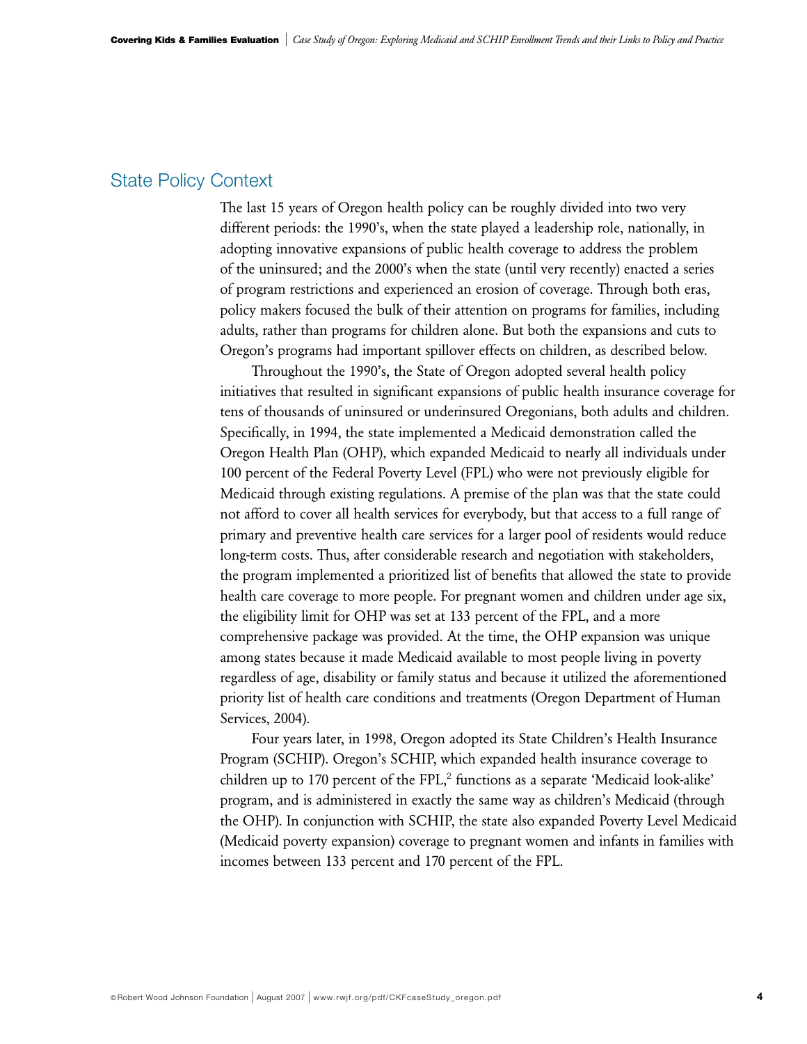## State Policy Context

The last 15 years of Oregon health policy can be roughly divided into two very different periods: the 1990's, when the state played a leadership role, nationally, in adopting innovative expansions of public health coverage to address the problem of the uninsured; and the 2000's when the state (until very recently) enacted a series of program restrictions and experienced an erosion of coverage. Through both eras, policy makers focused the bulk of their attention on programs for families, including adults, rather than programs for children alone. But both the expansions and cuts to Oregon's programs had important spillover effects on children, as described below.

Throughout the 1990's, the State of Oregon adopted several health policy initiatives that resulted in significant expansions of public health insurance coverage for tens of thousands of uninsured or underinsured Oregonians, both adults and children. Specifically, in 1994, the state implemented a Medicaid demonstration called the Oregon Health Plan (OHP), which expanded Medicaid to nearly all individuals under 100 percent of the Federal Poverty Level (FPL) who were not previously eligible for Medicaid through existing regulations. A premise of the plan was that the state could not afford to cover all health services for everybody, but that access to a full range of primary and preventive health care services for a larger pool of residents would reduce long-term costs. Thus, after considerable research and negotiation with stakeholders, the program implemented a prioritized list of benefits that allowed the state to provide health care coverage to more people. For pregnant women and children under age six, the eligibility limit for OHP was set at 133 percent of the FPL, and a more comprehensive package was provided. At the time, the OHP expansion was unique among states because it made Medicaid available to most people living in poverty regardless of age, disability or family status and because it utilized the aforementioned priority list of health care conditions and treatments (Oregon Department of Human Services, 2004).

Four years later, in 1998, Oregon adopted its State Children's Health Insurance Program (SCHIP). Oregon's SCHIP, which expanded health insurance coverage to children up to 170 percent of the FPL,[2] functions as a separate 'Medicaid look-alike' program, and is administered in exactly the same way as children's Medicaid (through the OHP). In conjunction with SCHIP, the state also expanded Poverty Level Medicaid (Medicaid poverty expansion) coverage to pregnant women and infants in families with incomes between 133 percent and 170 percent of the FPL.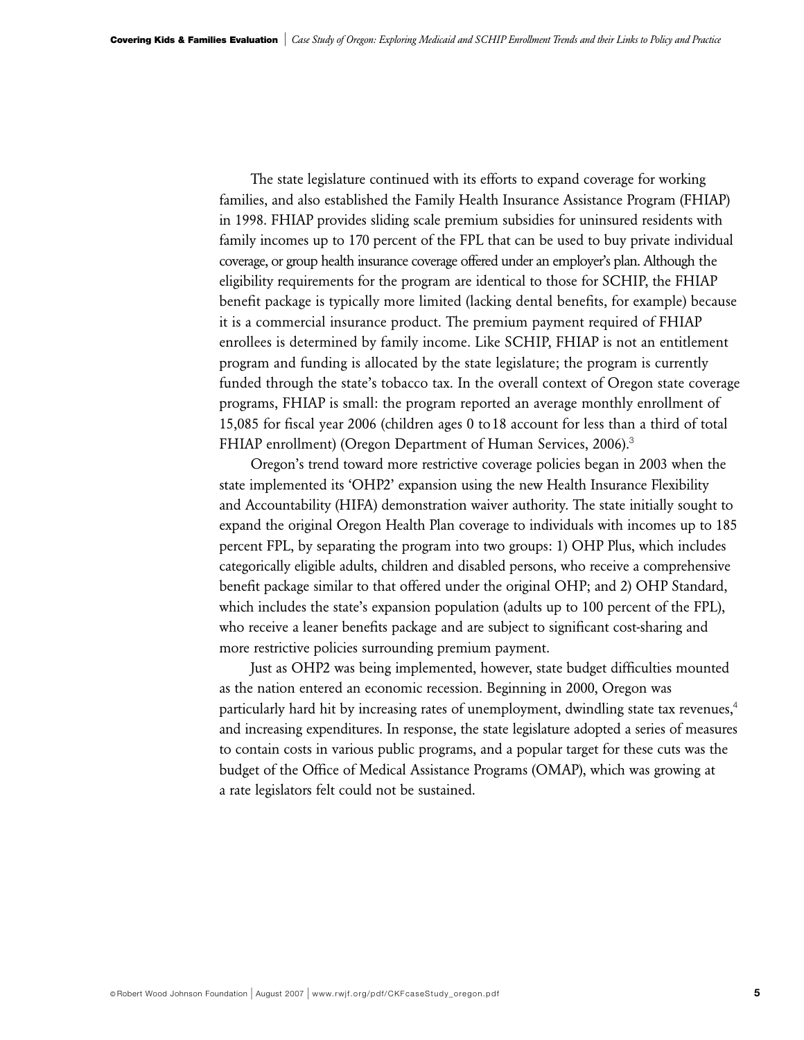The state legislature continued with its efforts to expand coverage for working families, and also established the Family Health Insurance Assistance Program (FHIAP) in 1998. FHIAP provides sliding scale premium subsidies for uninsured residents with family incomes up to 170 percent of the FPL that can be used to buy private individual coverage, or group health insurance coverage offered under an employer's plan. Although the eligibility requirements for the program are identical to those for SCHIP, the FHIAP benefit package is typically more limited (lacking dental benefits, for example) because it is a commercial insurance product. The premium payment required of FHIAP enrollees is determined by family income. Like SCHIP, FHIAP is not an entitlement program and funding is allocated by the state legislature; the program is currently funded through the state's tobacco tax. In the overall context of Oregon state coverage programs, FHIAP is small: the program reported an average monthly enrollment of 15,085 for fiscal year 2006 (children ages 0 to 18 account for less than a third of total FHIAP enrollment) (Oregon Department of Human Services, 2006).[3]

Oregon's trend toward more restrictive coverage policies began in 2003 when the state implemented its 'OHP2' expansion using the new Health Insurance Flexibility and Accountability (HIFA) demonstration waiver authority. The state initially sought to expand the original Oregon Health Plan coverage to individuals with incomes up to 185 percent FPL, by separating the program into two groups: 1) OHP Plus, which includes categorically eligible adults, children and disabled persons, who receive a comprehensive benefit package similar to that offered under the original OHP; and 2) OHP Standard, which includes the state's expansion population (adults up to 100 percent of the FPL), who receive a leaner benefits package and are subject to significant cost-sharing and more restrictive policies surrounding premium payment.

Just as OHP2 was being implemented, however, state budget difficulties mounted as the nation entered an economic recession. Beginning in 2000, Oregon was particularly hard hit by increasing rates of unemployment, dwindling state tax revenues,[4] and increasing expenditures. In response, the state legislature adopted a series of measures to contain costs in various public programs, and a popular target for these cuts was the budget of the Office of Medical Assistance Programs (OMAP), which was growing at a rate legislators felt could not be sustained.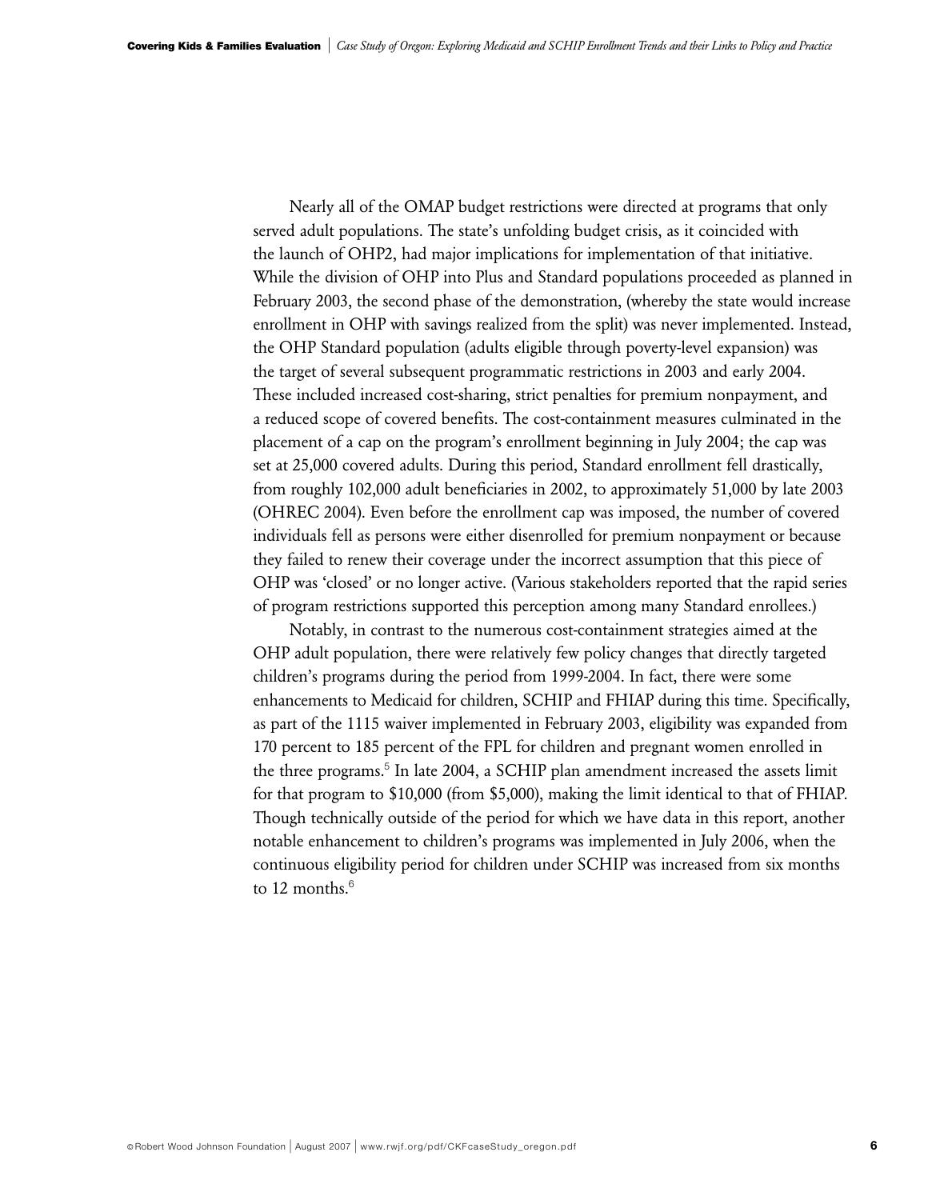Nearly all of the OMAP budget restrictions were directed at programs that only served adult populations. The state's unfolding budget crisis, as it coincided with the launch of OHP2, had major implications for implementation of that initiative. While the division of OHP into Plus and Standard populations proceeded as planned in February 2003, the second phase of the demonstration, (whereby the state would increase enrollment in OHP with savings realized from the split) was never implemented. Instead, the OHP Standard population (adults eligible through poverty-level expansion) was the target of several subsequent programmatic restrictions in 2003 and early 2004. These included increased cost-sharing, strict penalties for premium nonpayment, and a reduced scope of covered benefits. The cost-containment measures culminated in the placement of a cap on the program's enrollment beginning in July 2004; the cap was set at 25,000 covered adults. During this period, Standard enrollment fell drastically, from roughly 102,000 adult beneficiaries in 2002, to approximately 51,000 by late 2003 (OHREC 2004). Even before the enrollment cap was imposed, the number of covered individuals fell as persons were either disenrolled for premium nonpayment or because they failed to renew their coverage under the incorrect assumption that this piece of OHP was 'closed' or no longer active. (Various stakeholders reported that the rapid series of program restrictions supported this perception among many Standard enrollees.)

Notably, in contrast to the numerous cost-containment strategies aimed at the OHP adult population, there were relatively few policy changes that directly targeted children's programs during the period from 1999-2004. In fact, there were some enhancements to Medicaid for children, SCHIP and FHIAP during this time. Specifically, as part of the 1115 waiver implemented in February 2003, eligibility was expanded from 170 percent to 185 percent of the FPL for children and pregnant women enrolled in the three programs.[5] In late 2004, a SCHIP plan amendment increased the assets limit for that program to $10,000 (from $5,000), making the limit identical to that of FHIAP. Though technically outside of the period for which we have data in this report, another notable enhancement to children's programs was implemented in July 2006, when the continuous eligibility period for children under SCHIP was increased from six months to 12 months.[6]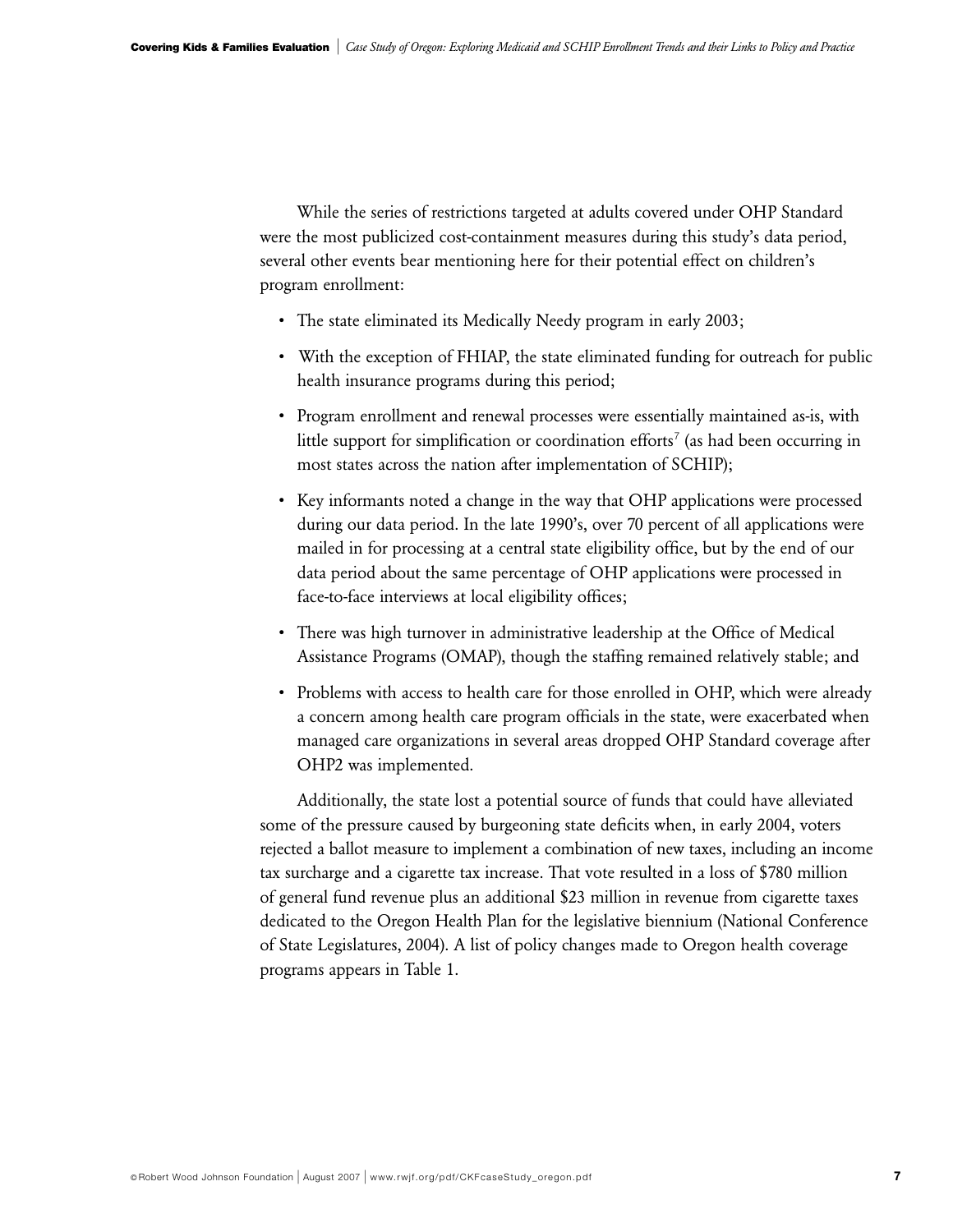While the series of restrictions targeted at adults covered under OHP Standard were the most publicized cost-containment measures during this study's data period, several other events bear mentioning here for their potential effect on children's program enrollment:

- The state eliminated its Medically Needy program in early 2003;
- With the exception of FHIAP, the state eliminated funding for outreach for public health insurance programs during this period;
- Program enrollment and renewal processes were essentially maintained as-is, with little support for simplification or coordination efforts[7] (as had been occurring in most states across the nation after implementation of SCHIP);
- Key informants noted a change in the way that OHP applications were processed during our data period. In the late 1990's, over 70 percent of all applications were mailed in for processing at a central state eligibility office, but by the end of our data period about the same percentage of OHP applications were processed in face-to-face interviews at local eligibility offices;
- There was high turnover in administrative leadership at the Office of Medical Assistance Programs (OMAP), though the staffing remained relatively stable; and
- Problems with access to health care for those enrolled in OHP, which were already a concern among health care program officials in the state, were exacerbated when managed care organizations in several areas dropped OHP Standard coverage after OHP2 was implemented.

Additionally, the state lost a potential source of funds that could have alleviated some of the pressure caused by burgeoning state deficits when, in early 2004, voters rejected a ballot measure to implement a combination of new taxes, including an income tax surcharge and a cigarette tax increase. That vote resulted in a loss of $780 million of general fund revenue plus an additional $23 million in revenue from cigarette taxes dedicated to the Oregon Health Plan for the legislative biennium (National Conference of State Legislatures, 2004). A list of policy changes made to Oregon health coverage programs appears in Table 1.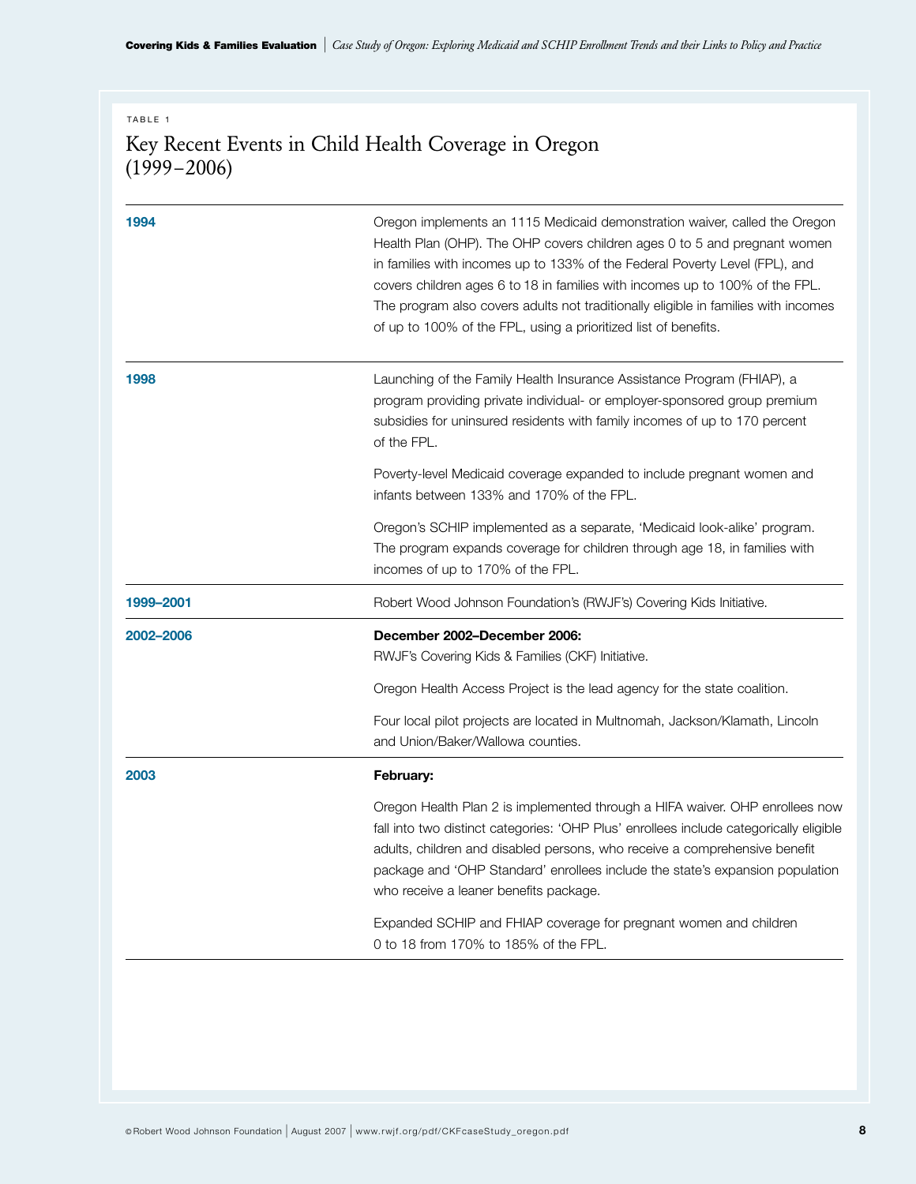TABLE 1

## Key Recent Events in Child Health Coverage in Oregon (1999–2006)

| | |
|---|---|
| **1994** | Oregon implements an 1115 Medicaid demonstration waiver, called the Oregon Health Plan (OHP). The OHP covers children ages 0 to 5 and pregnant women in families with incomes up to 133% of the Federal Poverty Level (FPL), and covers children ages 6 to 18 in families with incomes up to 100% of the FPL. The program also covers adults not traditionally eligible in families with incomes of up to 100% of the FPL, using a prioritized list of benefits. |
| **1998** | Launching of the Family Health Insurance Assistance Program (FHIAP), a program providing private individual- or employer-sponsored group premium subsidies for uninsured residents with family incomes of up to 170 percent of the FPL.<br><br>Poverty-level Medicaid coverage expanded to include pregnant women and infants between 133% and 170% of the FPL.<br><br>Oregon's SCHIP implemented as a separate, 'Medicaid look-alike' program. The program expands coverage for children through age 18, in families with incomes of up to 170% of the FPL. |
| **1999–2001** | Robert Wood Johnson Foundation's (RWJF's) Covering Kids Initiative. |
| **2002–2006** | **December 2002–December 2006:**<br>RWJF's Covering Kids & Families (CKF) Initiative.<br><br>Oregon Health Access Project is the lead agency for the state coalition.<br><br>Four local pilot projects are located in Multnomah, Jackson/Klamath, Lincoln and Union/Baker/Wallowa counties. |
| **2003** | **February:**<br><br>Oregon Health Plan 2 is implemented through a HIFA waiver. OHP enrollees now fall into two distinct categories: 'OHP Plus' enrollees include categorically eligible adults, children and disabled persons, who receive a comprehensive benefit package and 'OHP Standard' enrollees include the state's expansion population who receive a leaner benefits package.<br><br>Expanded SCHIP and FHIAP coverage for pregnant women and children 0 to 18 from 170% to 185% of the FPL. |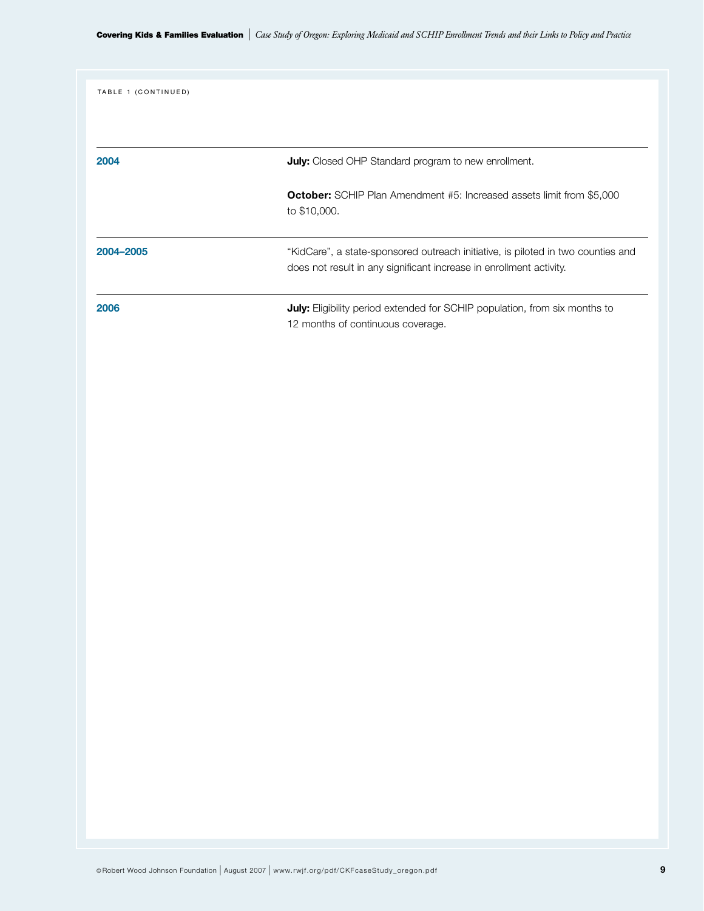TABLE 1 (CONTINUED)

| | |
|---|---|
| **2004** | **July:** Closed OHP Standard program to new enrollment.<br><br>**October:** SCHIP Plan Amendment #5: Increased assets limit from $5,000 to $10,000. |
| **2004–2005** | "KidCare", a state-sponsored outreach initiative, is piloted in two counties and does not result in any significant increase in enrollment activity. |
| **2006** | **July:** Eligibility period extended for SCHIP population, from six months to 12 months of continuous coverage. |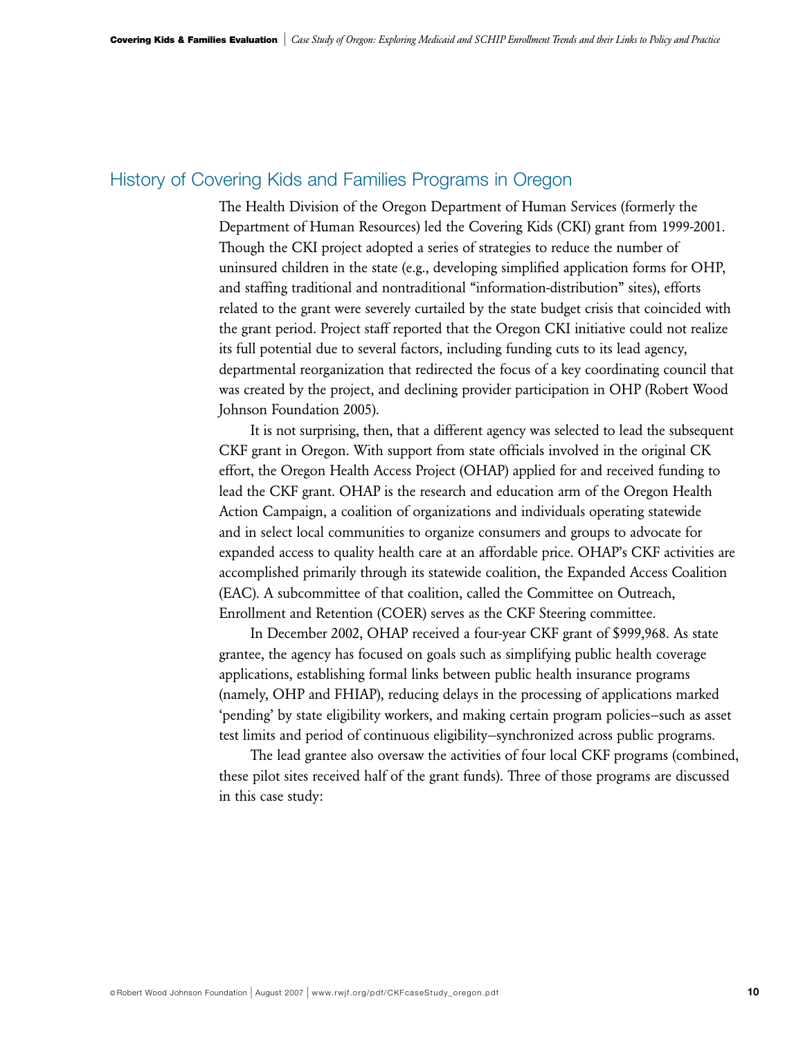## History of Covering Kids and Families Programs in Oregon

The Health Division of the Oregon Department of Human Services (formerly the Department of Human Resources) led the Covering Kids (CKI) grant from 1999-2001. Though the CKI project adopted a series of strategies to reduce the number of uninsured children in the state (e.g., developing simplified application forms for OHP, and staffing traditional and nontraditional "information-distribution" sites), efforts related to the grant were severely curtailed by the state budget crisis that coincided with the grant period. Project staff reported that the Oregon CKI initiative could not realize its full potential due to several factors, including funding cuts to its lead agency, departmental reorganization that redirected the focus of a key coordinating council that was created by the project, and declining provider participation in OHP (Robert Wood Johnson Foundation 2005).

It is not surprising, then, that a different agency was selected to lead the subsequent CKF grant in Oregon. With support from state officials involved in the original CK effort, the Oregon Health Access Project (OHAP) applied for and received funding to lead the CKF grant. OHAP is the research and education arm of the Oregon Health Action Campaign, a coalition of organizations and individuals operating statewide and in select local communities to organize consumers and groups to advocate for expanded access to quality health care at an affordable price. OHAP's CKF activities are accomplished primarily through its statewide coalition, the Expanded Access Coalition (EAC). A subcommittee of that coalition, called the Committee on Outreach, Enrollment and Retention (COER) serves as the CKF Steering committee.

In December 2002, OHAP received a four-year CKF grant of $999,968. As state grantee, the agency has focused on goals such as simplifying public health coverage applications, establishing formal links between public health insurance programs (namely, OHP and FHIAP), reducing delays in the processing of applications marked 'pending' by state eligibility workers, and making certain program policies–such as asset test limits and period of continuous eligibility–synchronized across public programs.

The lead grantee also oversaw the activities of four local CKF programs (combined, these pilot sites received half of the grant funds). Three of those programs are discussed in this case study: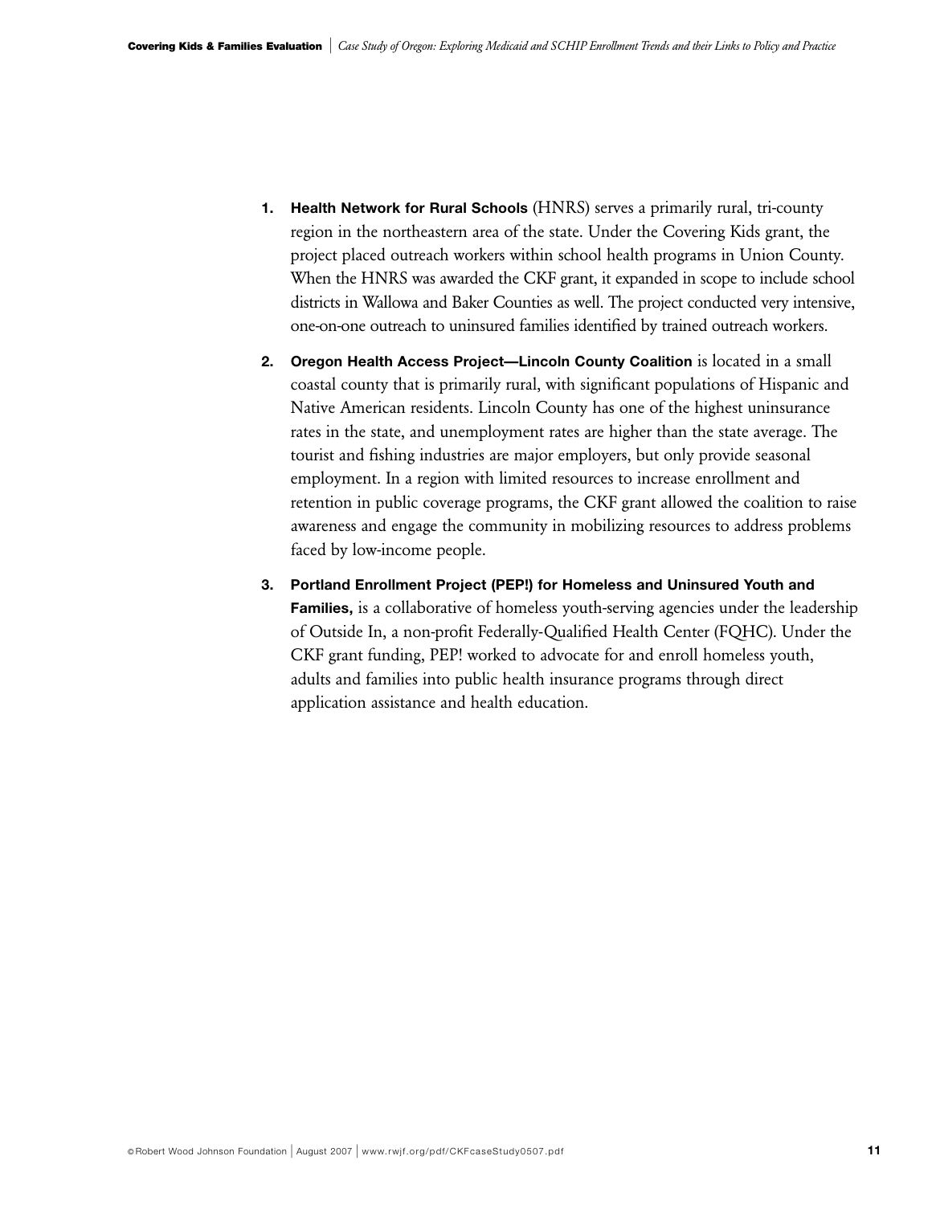1. **Health Network for Rural Schools** (HNRS) serves a primarily rural, tri-county region in the northeastern area of the state. Under the Covering Kids grant, the project placed outreach workers within school health programs in Union County. When the HNRS was awarded the CKF grant, it expanded in scope to include school districts in Wallowa and Baker Counties as well. The project conducted very intensive, one-on-one outreach to uninsured families identified by trained outreach workers.

2. **Oregon Health Access Project—Lincoln County Coalition** is located in a small coastal county that is primarily rural, with significant populations of Hispanic and Native American residents. Lincoln County has one of the highest uninsurance rates in the state, and unemployment rates are higher than the state average. The tourist and fishing industries are major employers, but only provide seasonal employment. In a region with limited resources to increase enrollment and retention in public coverage programs, the CKF grant allowed the coalition to raise awareness and engage the community in mobilizing resources to address problems faced by low-income people.

3. **Portland Enrollment Project (PEP!) for Homeless and Uninsured Youth and Families,** is a collaborative of homeless youth-serving agencies under the leadership of Outside In, a non-profit Federally-Qualified Health Center (FQHC). Under the CKF grant funding, PEP! worked to advocate for and enroll homeless youth, adults and families into public health insurance programs through direct application assistance and health education.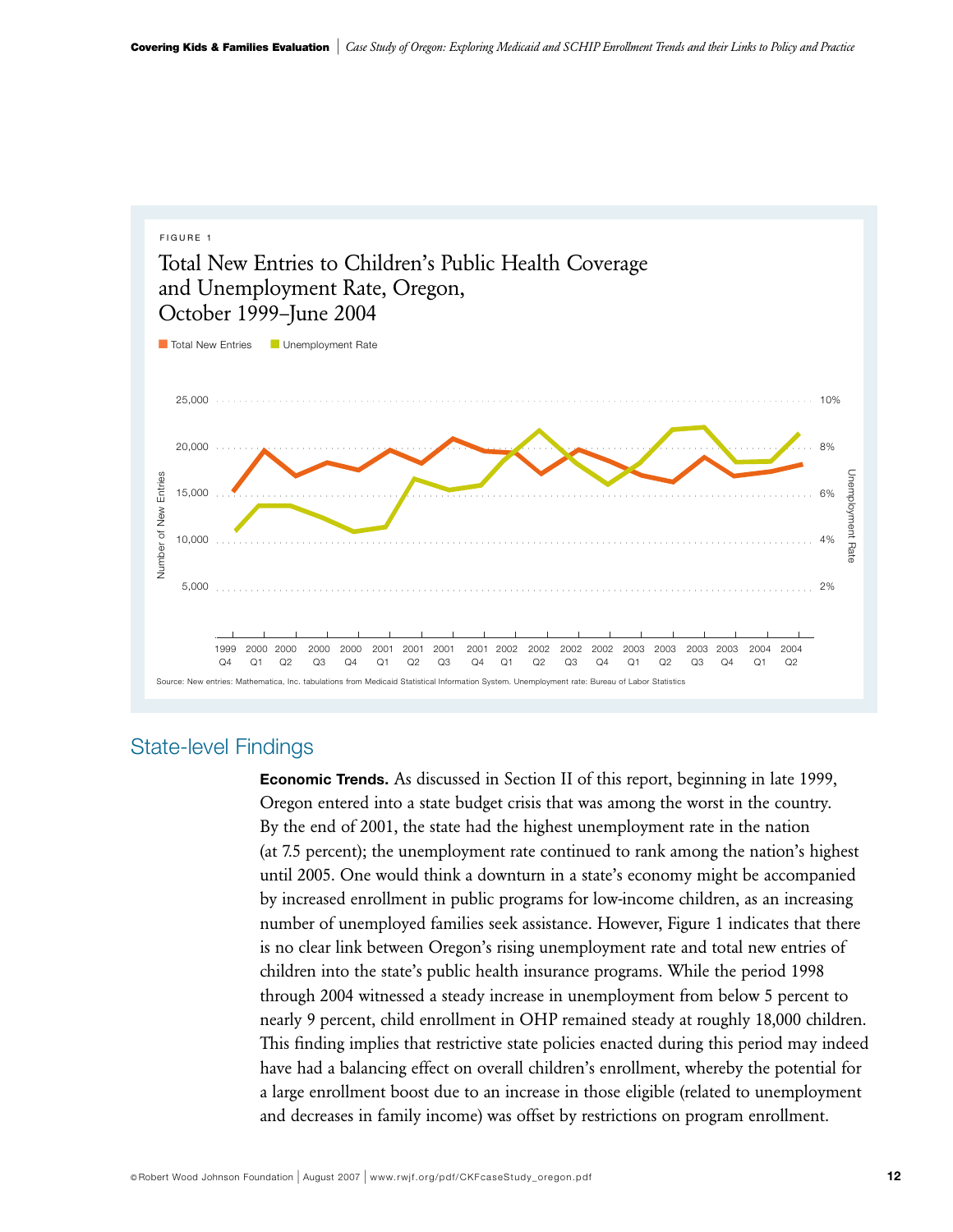FIGURE 1

Total New Entries to Children's Public Health Coverage and Unemployment Rate, Oregon, October 1999–June 2004

Total New Entries · Unemployment Rate

Source: New entries: Mathematica, Inc. tabulations from Medicaid Statistical Information System. Unemployment rate: Bureau of Labor Statistics

## State-level Findings

**Economic Trends.** As discussed in Section II of this report, beginning in late 1999, Oregon entered into a state budget crisis that was among the worst in the country. By the end of 2001, the state had the highest unemployment rate in the nation (at 7.5 percent); the unemployment rate continued to rank among the nation's highest until 2005. One would think a downturn in a state's economy might be accompanied by increased enrollment in public programs for low-income children, as an increasing number of unemployed families seek assistance. However, Figure 1 indicates that there is no clear link between Oregon's rising unemployment rate and total new entries of children into the state's public health insurance programs. While the period 1998 through 2004 witnessed a steady increase in unemployment from below 5 percent to nearly 9 percent, child enrollment in OHP remained steady at roughly 18,000 children. This finding implies that restrictive state policies enacted during this period may indeed have had a balancing effect on overall children's enrollment, whereby the potential for a large enrollment boost due to an increase in those eligible (related to unemployment and decreases in family income) was offset by restrictions on program enrollment.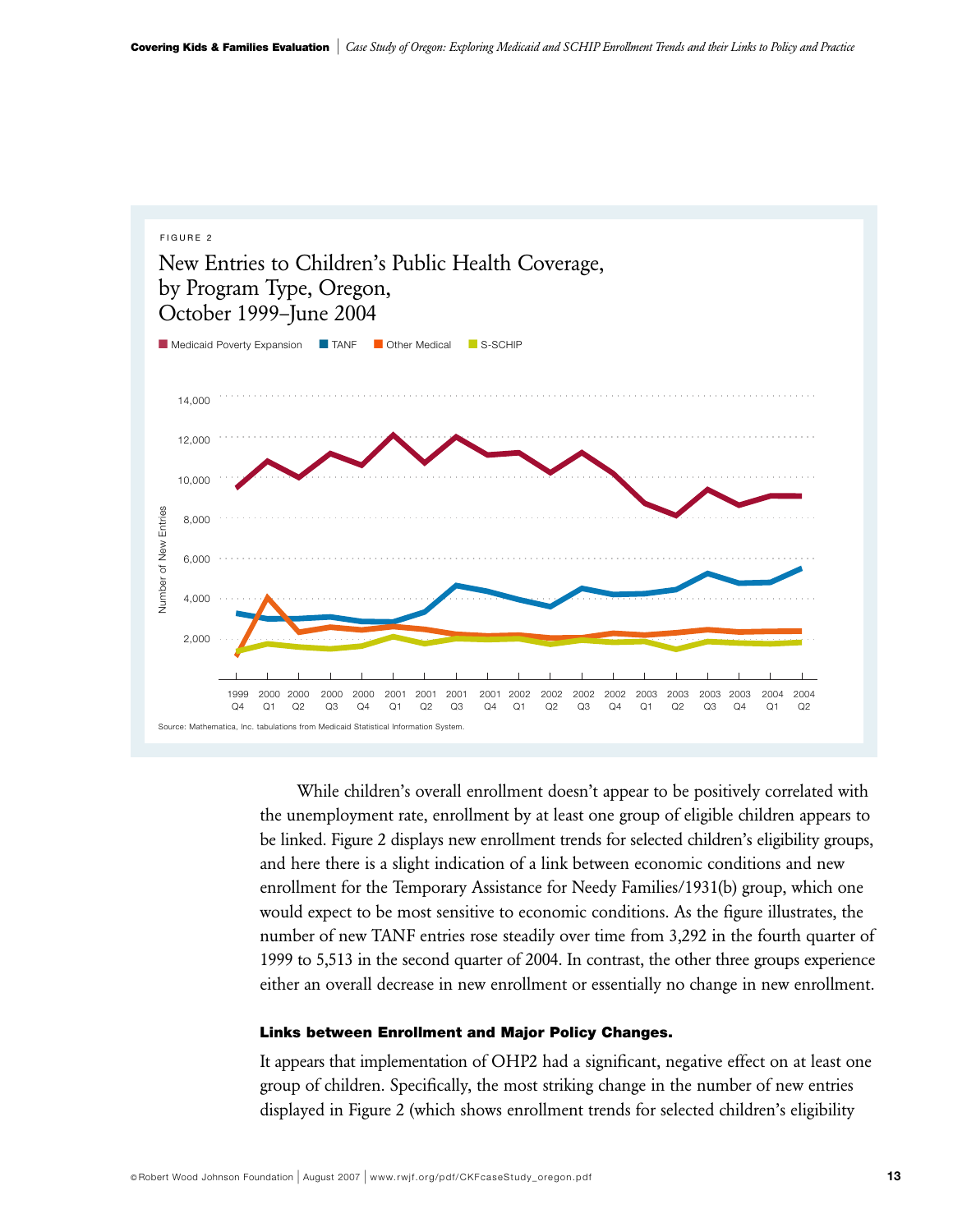FIGURE 2

New Entries to Children's Public Health Coverage, by Program Type, Oregon, October 1999–June 2004

Source: Mathematica, Inc. tabulations from Medicaid Statistical Information System.

While children's overall enrollment doesn't appear to be positively correlated with the unemployment rate, enrollment by at least one group of eligible children appears to be linked. Figure 2 displays new enrollment trends for selected children's eligibility groups, and here there is a slight indication of a link between economic conditions and new enrollment for the Temporary Assistance for Needy Families/1931(b) group, which one would expect to be most sensitive to economic conditions. As the figure illustrates, the number of new TANF entries rose steadily over time from 3,292 in the fourth quarter of 1999 to 5,513 in the second quarter of 2004. In contrast, the other three groups experience either an overall decrease in new enrollment or essentially no change in new enrollment.

#### Links between Enrollment and Major Policy Changes.

It appears that implementation of OHP2 had a significant, negative effect on at least one group of children. Specifically, the most striking change in the number of new entries displayed in Figure 2 (which shows enrollment trends for selected children's eligibility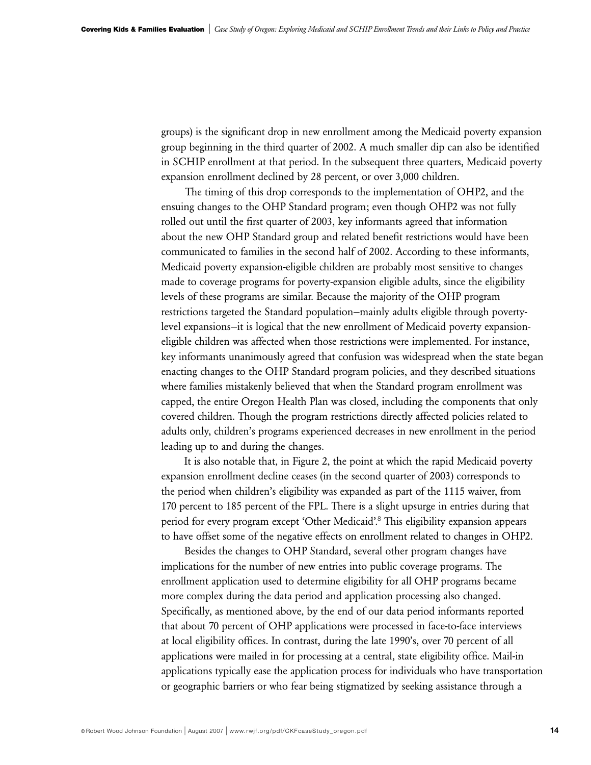groups) is the significant drop in new enrollment among the Medicaid poverty expansion group beginning in the third quarter of 2002. A much smaller dip can also be identified in SCHIP enrollment at that period. In the subsequent three quarters, Medicaid poverty expansion enrollment declined by 28 percent, or over 3,000 children.

The timing of this drop corresponds to the implementation of OHP2, and the ensuing changes to the OHP Standard program; even though OHP2 was not fully rolled out until the first quarter of 2003, key informants agreed that information about the new OHP Standard group and related benefit restrictions would have been communicated to families in the second half of 2002. According to these informants, Medicaid poverty expansion-eligible children are probably most sensitive to changes made to coverage programs for poverty-expansion eligible adults, since the eligibility levels of these programs are similar. Because the majority of the OHP program restrictions targeted the Standard population–mainly adults eligible through poverty-level expansions–it is logical that the new enrollment of Medicaid poverty expansion-eligible children was affected when those restrictions were implemented. For instance, key informants unanimously agreed that confusion was widespread when the state began enacting changes to the OHP Standard program policies, and they described situations where families mistakenly believed that when the Standard program enrollment was capped, the entire Oregon Health Plan was closed, including the components that only covered children. Though the program restrictions directly affected policies related to adults only, children's programs experienced decreases in new enrollment in the period leading up to and during the changes.

It is also notable that, in Figure 2, the point at which the rapid Medicaid poverty expansion enrollment decline ceases (in the second quarter of 2003) corresponds to the period when children's eligibility was expanded as part of the 1115 waiver, from 170 percent to 185 percent of the FPL. There is a slight upsurge in entries during that period for every program except 'Other Medicaid'.[8] This eligibility expansion appears to have offset some of the negative effects on enrollment related to changes in OHP2.

Besides the changes to OHP Standard, several other program changes have implications for the number of new entries into public coverage programs. The enrollment application used to determine eligibility for all OHP programs became more complex during the data period and application processing also changed. Specifically, as mentioned above, by the end of our data period informants reported that about 70 percent of OHP applications were processed in face-to-face interviews at local eligibility offices. In contrast, during the late 1990's, over 70 percent of all applications were mailed in for processing at a central, state eligibility office. Mail-in applications typically ease the application process for individuals who have transportation or geographic barriers or who fear being stigmatized by seeking assistance through a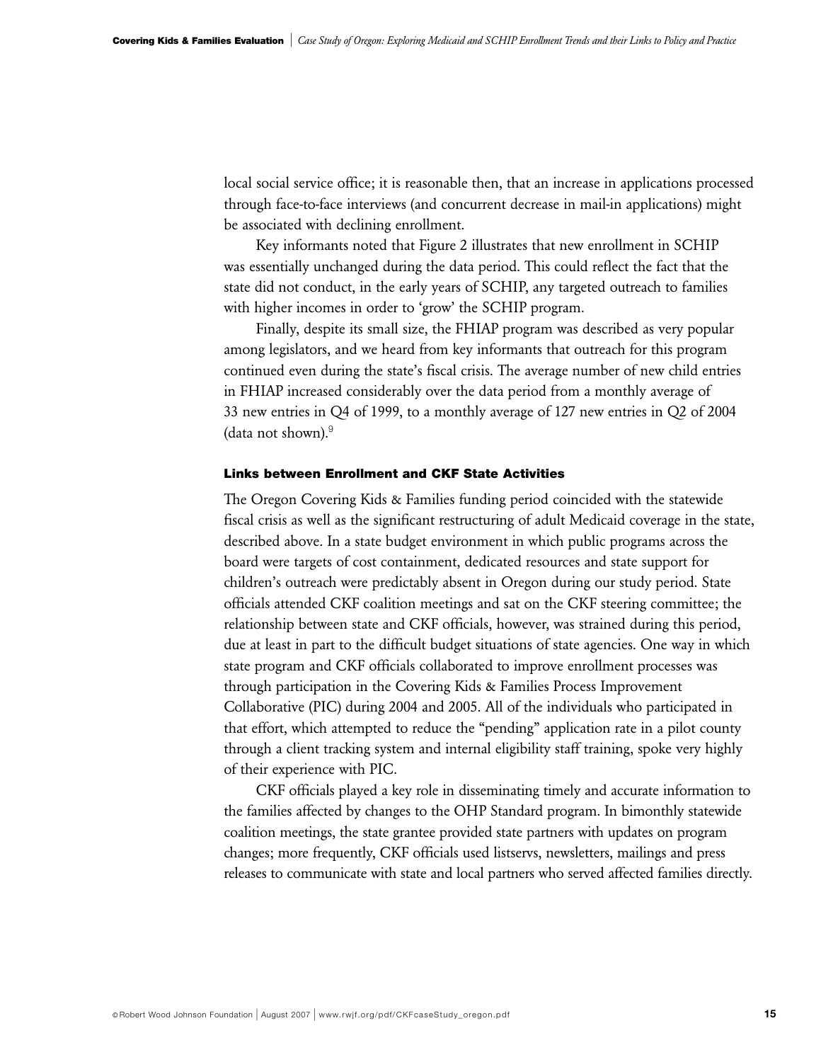local social service office; it is reasonable then, that an increase in applications processed through face-to-face interviews (and concurrent decrease in mail-in applications) might be associated with declining enrollment.

Key informants noted that Figure 2 illustrates that new enrollment in SCHIP was essentially unchanged during the data period. This could reflect the fact that the state did not conduct, in the early years of SCHIP, any targeted outreach to families with higher incomes in order to 'grow' the SCHIP program.

Finally, despite its small size, the FHIAP program was described as very popular among legislators, and we heard from key informants that outreach for this program continued even during the state's fiscal crisis. The average number of new child entries in FHIAP increased considerably over the data period from a monthly average of 33 new entries in Q4 of 1999, to a monthly average of 127 new entries in Q2 of 2004 (data not shown).[9]

### Links between Enrollment and CKF State Activities

The Oregon Covering Kids & Families funding period coincided with the statewide fiscal crisis as well as the significant restructuring of adult Medicaid coverage in the state, described above. In a state budget environment in which public programs across the board were targets of cost containment, dedicated resources and state support for children's outreach were predictably absent in Oregon during our study period. State officials attended CKF coalition meetings and sat on the CKF steering committee; the relationship between state and CKF officials, however, was strained during this period, due at least in part to the difficult budget situations of state agencies. One way in which state program and CKF officials collaborated to improve enrollment processes was through participation in the Covering Kids & Families Process Improvement Collaborative (PIC) during 2004 and 2005. All of the individuals who participated in that effort, which attempted to reduce the "pending" application rate in a pilot county through a client tracking system and internal eligibility staff training, spoke very highly of their experience with PIC.

CKF officials played a key role in disseminating timely and accurate information to the families affected by changes to the OHP Standard program. In bimonthly statewide coalition meetings, the state grantee provided state partners with updates on program changes; more frequently, CKF officials used listservs, newsletters, mailings and press releases to communicate with state and local partners who served affected families directly.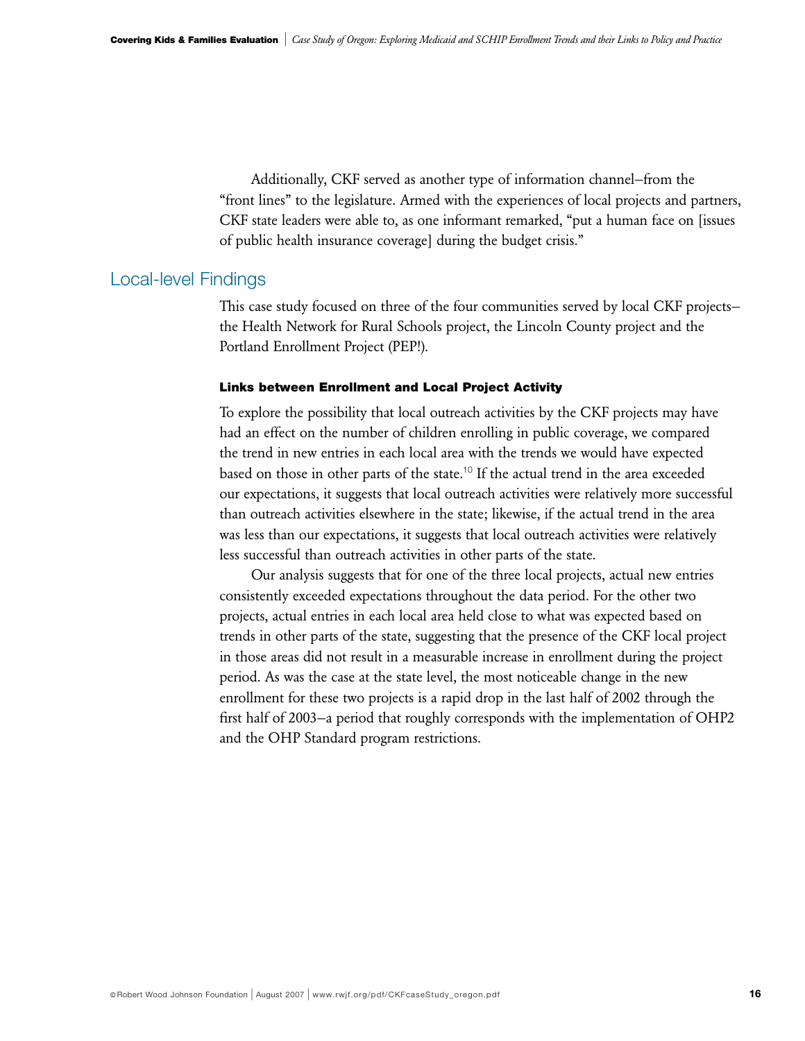Additionally, CKF served as another type of information channel–from the "front lines" to the legislature. Armed with the experiences of local projects and partners, CKF state leaders were able to, as one informant remarked, "put a human face on [issues of public health insurance coverage] during the budget crisis."

## Local-level Findings

This case study focused on three of the four communities served by local CKF projects–the Health Network for Rural Schools project, the Lincoln County project and the Portland Enrollment Project (PEP!).

#### Links between Enrollment and Local Project Activity

To explore the possibility that local outreach activities by the CKF projects may have had an effect on the number of children enrolling in public coverage, we compared the trend in new entries in each local area with the trends we would have expected based on those in other parts of the state.[10] If the actual trend in the area exceeded our expectations, it suggests that local outreach activities were relatively more successful than outreach activities elsewhere in the state; likewise, if the actual trend in the area was less than our expectations, it suggests that local outreach activities were relatively less successful than outreach activities in other parts of the state.

Our analysis suggests that for one of the three local projects, actual new entries consistently exceeded expectations throughout the data period. For the other two projects, actual entries in each local area held close to what was expected based on trends in other parts of the state, suggesting that the presence of the CKF local project in those areas did not result in a measurable increase in enrollment during the project period. As was the case at the state level, the most noticeable change in the new enrollment for these two projects is a rapid drop in the last half of 2002 through the first half of 2003–a period that roughly corresponds with the implementation of OHP2 and the OHP Standard program restrictions.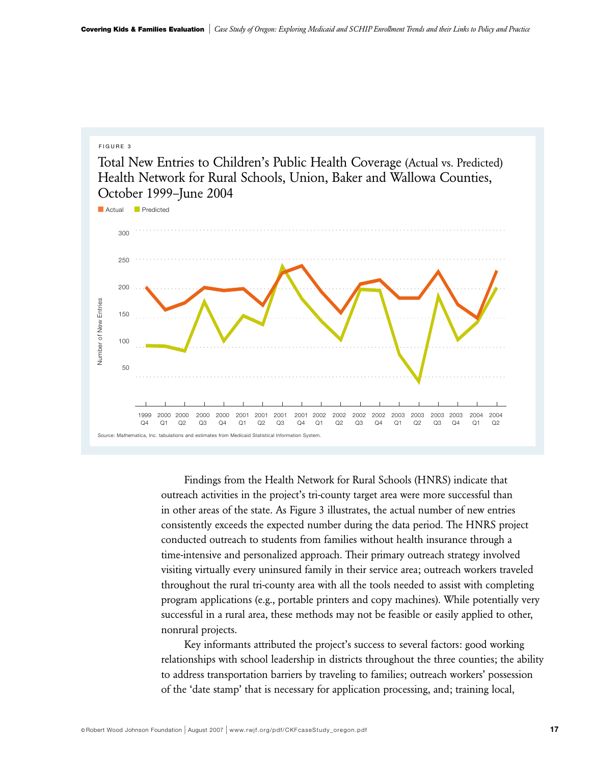FIGURE 3

### Total New Entries to Children's Public Health Coverage (Actual vs. Predicted) Health Network for Rural Schools, Union, Baker and Wallowa Counties, October 1999–June 2004

Actual   Predicted

Source: Mathematica, Inc. tabulations and estimates from Medicaid Statistical Information System.

Findings from the Health Network for Rural Schools (HNRS) indicate that outreach activities in the project's tri-county target area were more successful than in other areas of the state. As Figure 3 illustrates, the actual number of new entries consistently exceeds the expected number during the data period. The HNRS project conducted outreach to students from families without health insurance through a time-intensive and personalized approach. Their primary outreach strategy involved visiting virtually every uninsured family in their service area; outreach workers traveled throughout the rural tri-county area with all the tools needed to assist with completing program applications (e.g., portable printers and copy machines). While potentially very successful in a rural area, these methods may not be feasible or easily applied to other, nonrural projects.

Key informants attributed the project's success to several factors: good working relationships with school leadership in districts throughout the three counties; the ability to address transportation barriers by traveling to families; outreach workers' possession of the 'date stamp' that is necessary for application processing, and; training local,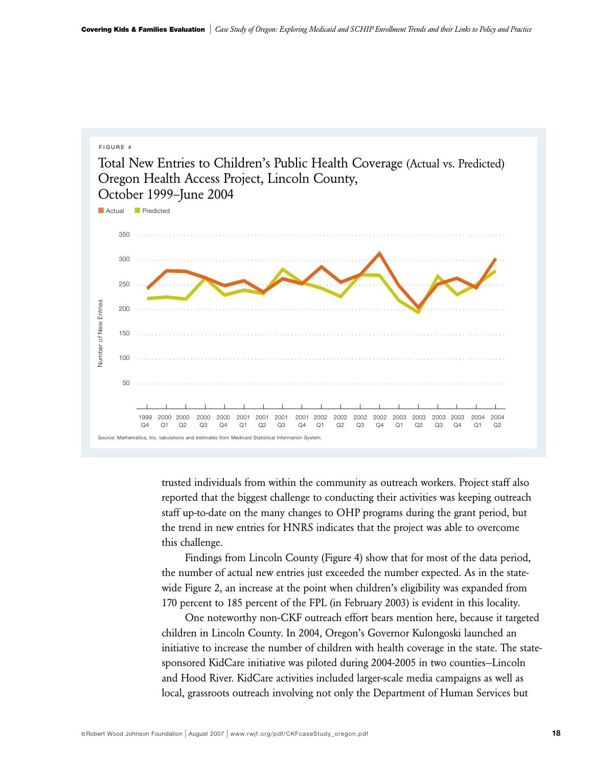FIGURE 4

## Total New Entries to Children's Public Health Coverage (Actual vs. Predicted) Oregon Health Access Project, Lincoln County, October 1999–June 2004

Source: Mathematica, Inc. tabulations and estimates from Medicaid Statistical Information System.

trusted individuals from within the community as outreach workers. Project staff also reported that the biggest challenge to conducting their activities was keeping outreach staff up-to-date on the many changes to OHP programs during the grant period, but the trend in new entries for HNRS indicates that the project was able to overcome this challenge.

Findings from Lincoln County (Figure 4) show that for most of the data period, the number of actual new entries just exceeded the number expected. As in the statewide Figure 2, an increase at the point when children's eligibility was expanded from 170 percent to 185 percent of the FPL (in February 2003) is evident in this locality.

One noteworthy non-CKF outreach effort bears mention here, because it targeted children in Lincoln County. In 2004, Oregon's Governor Kulongoski launched an initiative to increase the number of children with health coverage in the state. The state-sponsored KidCare initiative was piloted during 2004-2005 in two counties–Lincoln and Hood River. KidCare activities included larger-scale media campaigns as well as local, grassroots outreach involving not only the Department of Human Services but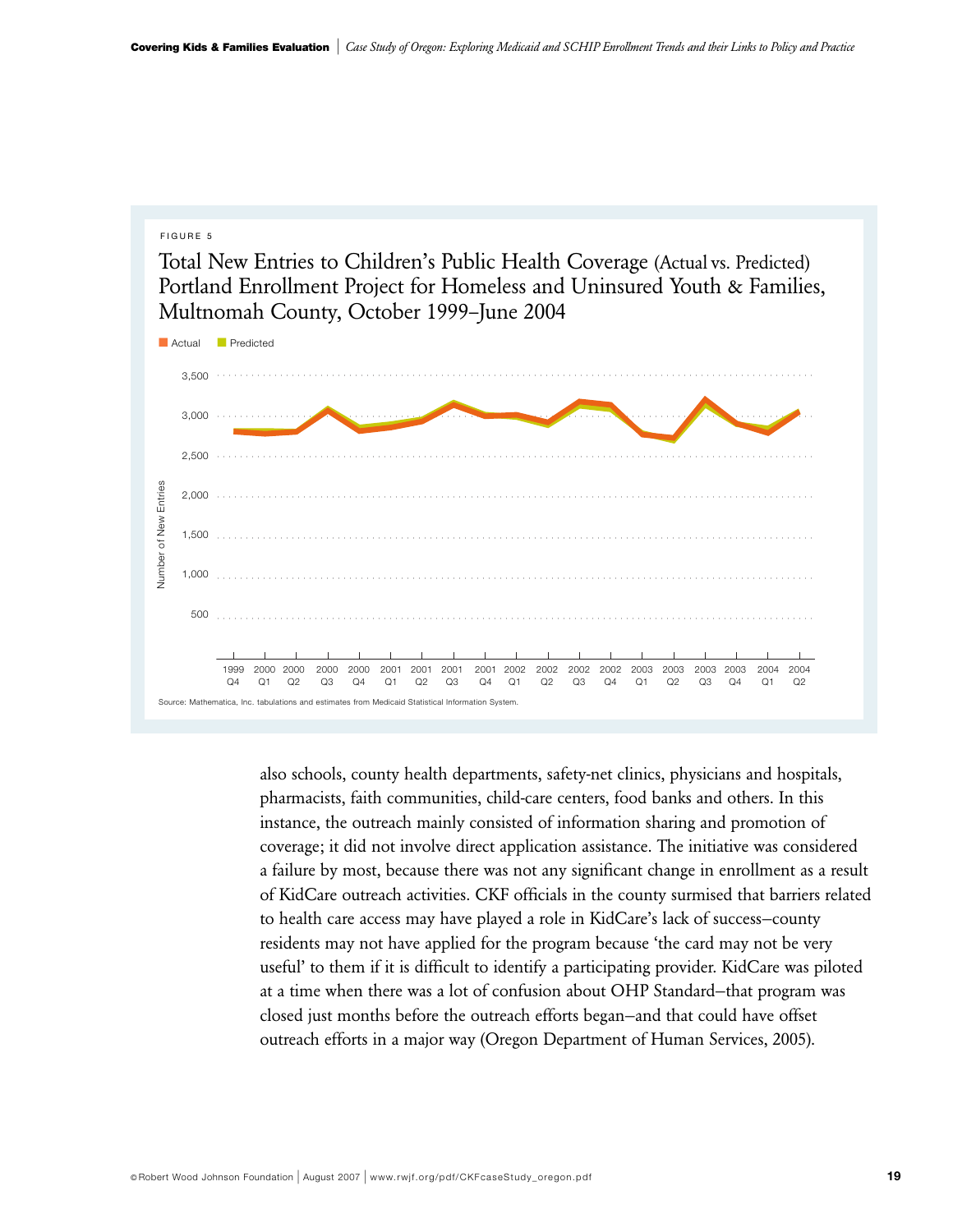FIGURE 5

Total New Entries to Children's Public Health Coverage (Actual vs. Predicted) Portland Enrollment Project for Homeless and Uninsured Youth & Families, Multnomah County, October 1999–June 2004

Source: Mathematica, Inc. tabulations and estimates from Medicaid Statistical Information System.

also schools, county health departments, safety-net clinics, physicians and hospitals, pharmacists, faith communities, child-care centers, food banks and others. In this instance, the outreach mainly consisted of information sharing and promotion of coverage; it did not involve direct application assistance. The initiative was considered a failure by most, because there was not any significant change in enrollment as a result of KidCare outreach activities. CKF officials in the county surmised that barriers related to health care access may have played a role in KidCare's lack of success–county residents may not have applied for the program because 'the card may not be very useful' to them if it is difficult to identify a participating provider. KidCare was piloted at a time when there was a lot of confusion about OHP Standard–that program was closed just months before the outreach efforts began–and that could have offset outreach efforts in a major way (Oregon Department of Human Services, 2005).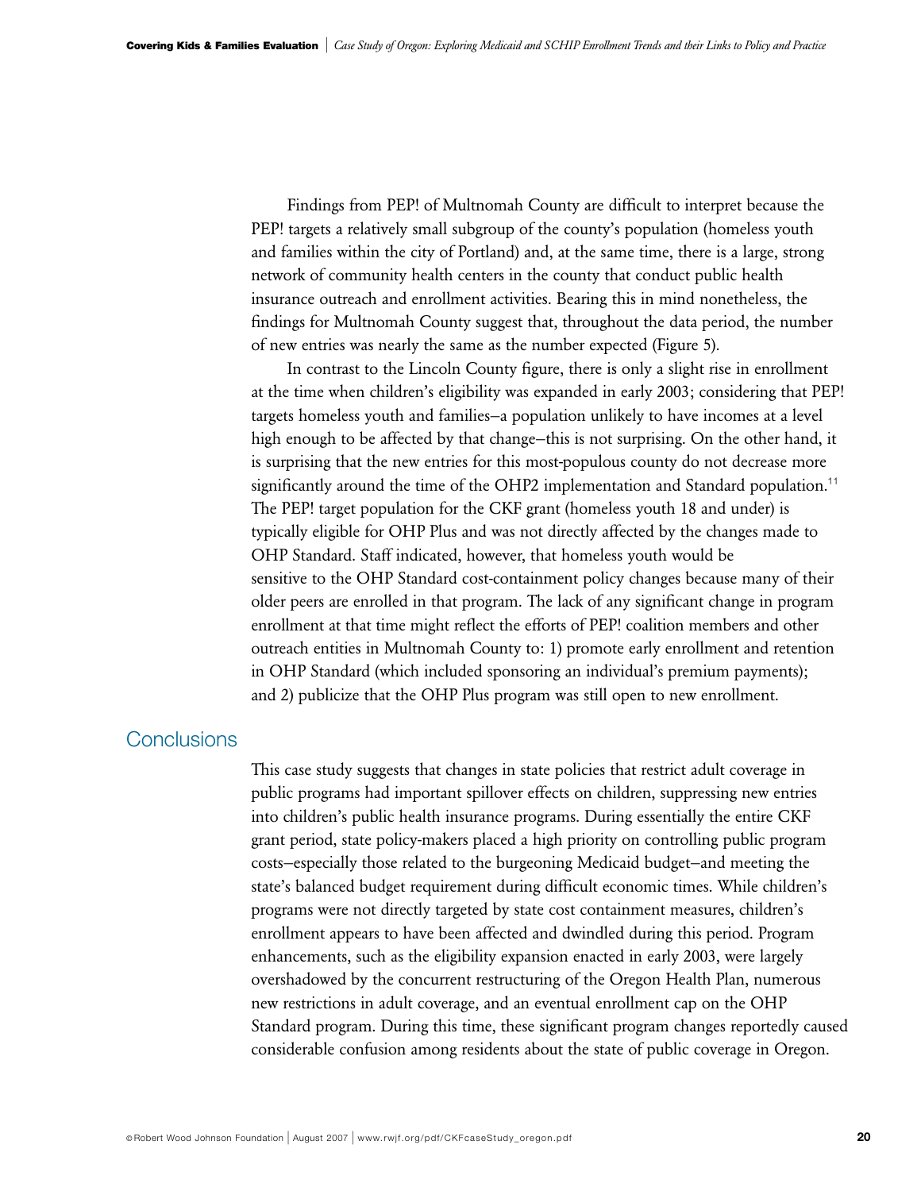Findings from PEP! of Multnomah County are difficult to interpret because the PEP! targets a relatively small subgroup of the county's population (homeless youth and families within the city of Portland) and, at the same time, there is a large, strong network of community health centers in the county that conduct public health insurance outreach and enrollment activities. Bearing this in mind nonetheless, the findings for Multnomah County suggest that, throughout the data period, the number of new entries was nearly the same as the number expected (Figure 5).

In contrast to the Lincoln County figure, there is only a slight rise in enrollment at the time when children's eligibility was expanded in early 2003; considering that PEP! targets homeless youth and families–a population unlikely to have incomes at a level high enough to be affected by that change–this is not surprising. On the other hand, it is surprising that the new entries for this most-populous county do not decrease more significantly around the time of the OHP2 implementation and Standard population.[11] The PEP! target population for the CKF grant (homeless youth 18 and under) is typically eligible for OHP Plus and was not directly affected by the changes made to OHP Standard. Staff indicated, however, that homeless youth would be sensitive to the OHP Standard cost-containment policy changes because many of their older peers are enrolled in that program. The lack of any significant change in program enrollment at that time might reflect the efforts of PEP! coalition members and other outreach entities in Multnomah County to: 1) promote early enrollment and retention in OHP Standard (which included sponsoring an individual's premium payments); and 2) publicize that the OHP Plus program was still open to new enrollment.

## Conclusions

This case study suggests that changes in state policies that restrict adult coverage in public programs had important spillover effects on children, suppressing new entries into children's public health insurance programs. During essentially the entire CKF grant period, state policy-makers placed a high priority on controlling public program costs–especially those related to the burgeoning Medicaid budget–and meeting the state's balanced budget requirement during difficult economic times. While children's programs were not directly targeted by state cost containment measures, children's enrollment appears to have been affected and dwindled during this period. Program enhancements, such as the eligibility expansion enacted in early 2003, were largely overshadowed by the concurrent restructuring of the Oregon Health Plan, numerous new restrictions in adult coverage, and an eventual enrollment cap on the OHP Standard program. During this time, these significant program changes reportedly caused considerable confusion among residents about the state of public coverage in Oregon.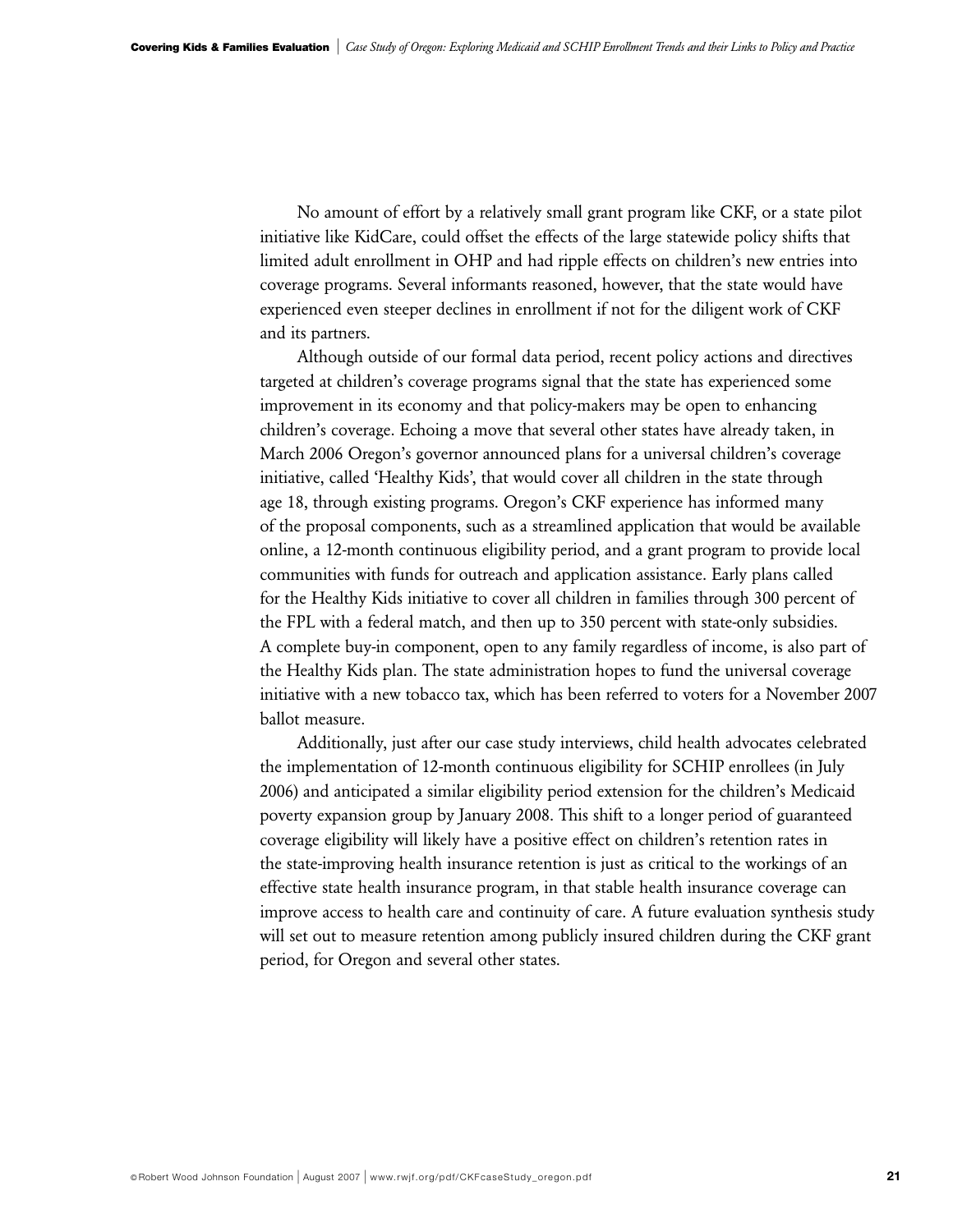No amount of effort by a relatively small grant program like CKF, or a state pilot initiative like KidCare, could offset the effects of the large statewide policy shifts that limited adult enrollment in OHP and had ripple effects on children's new entries into coverage programs. Several informants reasoned, however, that the state would have experienced even steeper declines in enrollment if not for the diligent work of CKF and its partners.

Although outside of our formal data period, recent policy actions and directives targeted at children's coverage programs signal that the state has experienced some improvement in its economy and that policy-makers may be open to enhancing children's coverage. Echoing a move that several other states have already taken, in March 2006 Oregon's governor announced plans for a universal children's coverage initiative, called 'Healthy Kids', that would cover all children in the state through age 18, through existing programs. Oregon's CKF experience has informed many of the proposal components, such as a streamlined application that would be available online, a 12-month continuous eligibility period, and a grant program to provide local communities with funds for outreach and application assistance. Early plans called for the Healthy Kids initiative to cover all children in families through 300 percent of the FPL with a federal match, and then up to 350 percent with state-only subsidies. A complete buy-in component, open to any family regardless of income, is also part of the Healthy Kids plan. The state administration hopes to fund the universal coverage initiative with a new tobacco tax, which has been referred to voters for a November 2007 ballot measure.

Additionally, just after our case study interviews, child health advocates celebrated the implementation of 12-month continuous eligibility for SCHIP enrollees (in July 2006) and anticipated a similar eligibility period extension for the children's Medicaid poverty expansion group by January 2008. This shift to a longer period of guaranteed coverage eligibility will likely have a positive effect on children's retention rates in the state-improving health insurance retention is just as critical to the workings of an effective state health insurance program, in that stable health insurance coverage can improve access to health care and continuity of care. A future evaluation synthesis study will set out to measure retention among publicly insured children during the CKF grant period, for Oregon and several other states.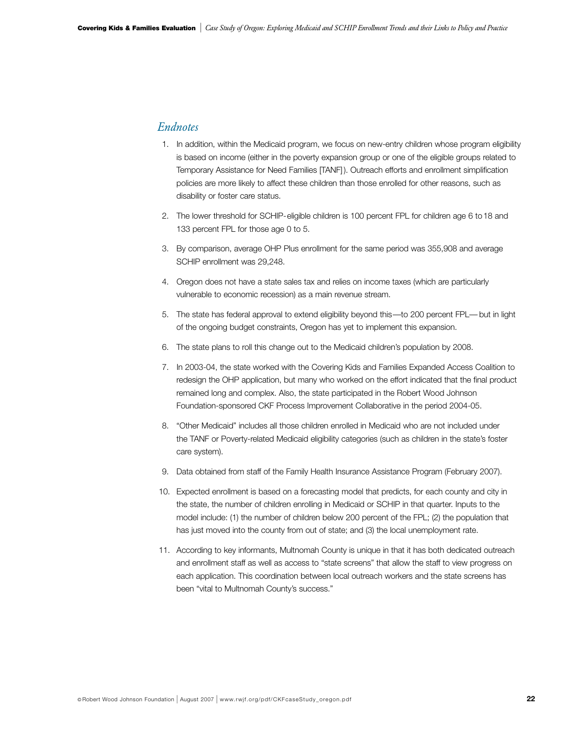## *Endnotes*

1. In addition, within the Medicaid program, we focus on new-entry children whose program eligibility is based on income (either in the poverty expansion group or one of the eligible groups related to Temporary Assistance for Need Families [TANF]). Outreach efforts and enrollment simplification policies are more likely to affect these children than those enrolled for other reasons, such as disability or foster care status.

2. The lower threshold for SCHIP-eligible children is 100 percent FPL for children age 6 to 18 and 133 percent FPL for those age 0 to 5.

3. By comparison, average OHP Plus enrollment for the same period was 355,908 and average SCHIP enrollment was 29,248.

4. Oregon does not have a state sales tax and relies on income taxes (which are particularly vulnerable to economic recession) as a main revenue stream.

5. The state has federal approval to extend eligibility beyond this—to 200 percent FPL—but in light of the ongoing budget constraints, Oregon has yet to implement this expansion.

6. The state plans to roll this change out to the Medicaid children's population by 2008.

7. In 2003-04, the state worked with the Covering Kids and Families Expanded Access Coalition to redesign the OHP application, but many who worked on the effort indicated that the final product remained long and complex. Also, the state participated in the Robert Wood Johnson Foundation-sponsored CKF Process Improvement Collaborative in the period 2004-05.

8. "Other Medicaid" includes all those children enrolled in Medicaid who are not included under the TANF or Poverty-related Medicaid eligibility categories (such as children in the state's foster care system).

9. Data obtained from staff of the Family Health Insurance Assistance Program (February 2007).

10. Expected enrollment is based on a forecasting model that predicts, for each county and city in the state, the number of children enrolling in Medicaid or SCHIP in that quarter. Inputs to the model include: (1) the number of children below 200 percent of the FPL; (2) the population that has just moved into the county from out of state; and (3) the local unemployment rate.

11. According to key informants, Multnomah County is unique in that it has both dedicated outreach and enrollment staff as well as access to "state screens" that allow the staff to view progress on each application. This coordination between local outreach workers and the state screens has been "vital to Multnomah County's success."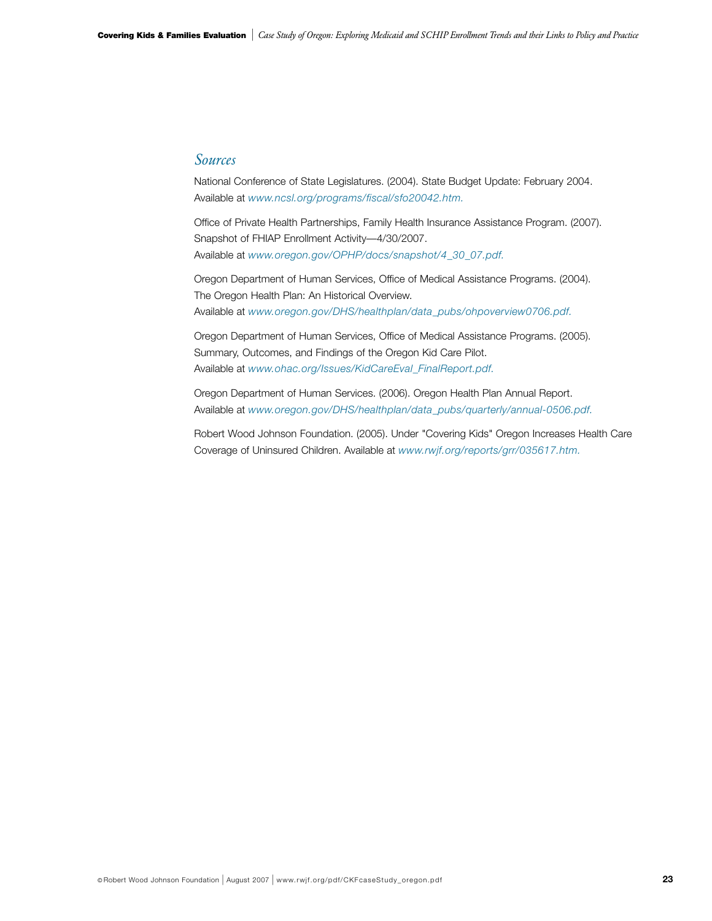## *Sources*

National Conference of State Legislatures. (2004). State Budget Update: February 2004.
Available at *www.ncsl.org/programs/fiscal/sfo20042.htm.*

Office of Private Health Partnerships, Family Health Insurance Assistance Program. (2007).
Snapshot of FHIAP Enrollment Activity—4/30/2007.
Available at *www.oregon.gov/OPHP/docs/snapshot/4_30_07.pdf.*

Oregon Department of Human Services, Office of Medical Assistance Programs. (2004).
The Oregon Health Plan: An Historical Overview.
Available at *www.oregon.gov/DHS/healthplan/data_pubs/ohpoverview0706.pdf.*

Oregon Department of Human Services, Office of Medical Assistance Programs. (2005).
Summary, Outcomes, and Findings of the Oregon Kid Care Pilot.
Available at *www.ohac.org/Issues/KidCareEval_FinalReport.pdf.*

Oregon Department of Human Services. (2006). Oregon Health Plan Annual Report.
Available at *www.oregon.gov/DHS/healthplan/data_pubs/quarterly/annual-0506.pdf.*

Robert Wood Johnson Foundation. (2005). Under "Covering Kids" Oregon Increases Health Care Coverage of Uninsured Children. Available at *www.rwjf.org/reports/grr/035617.htm.*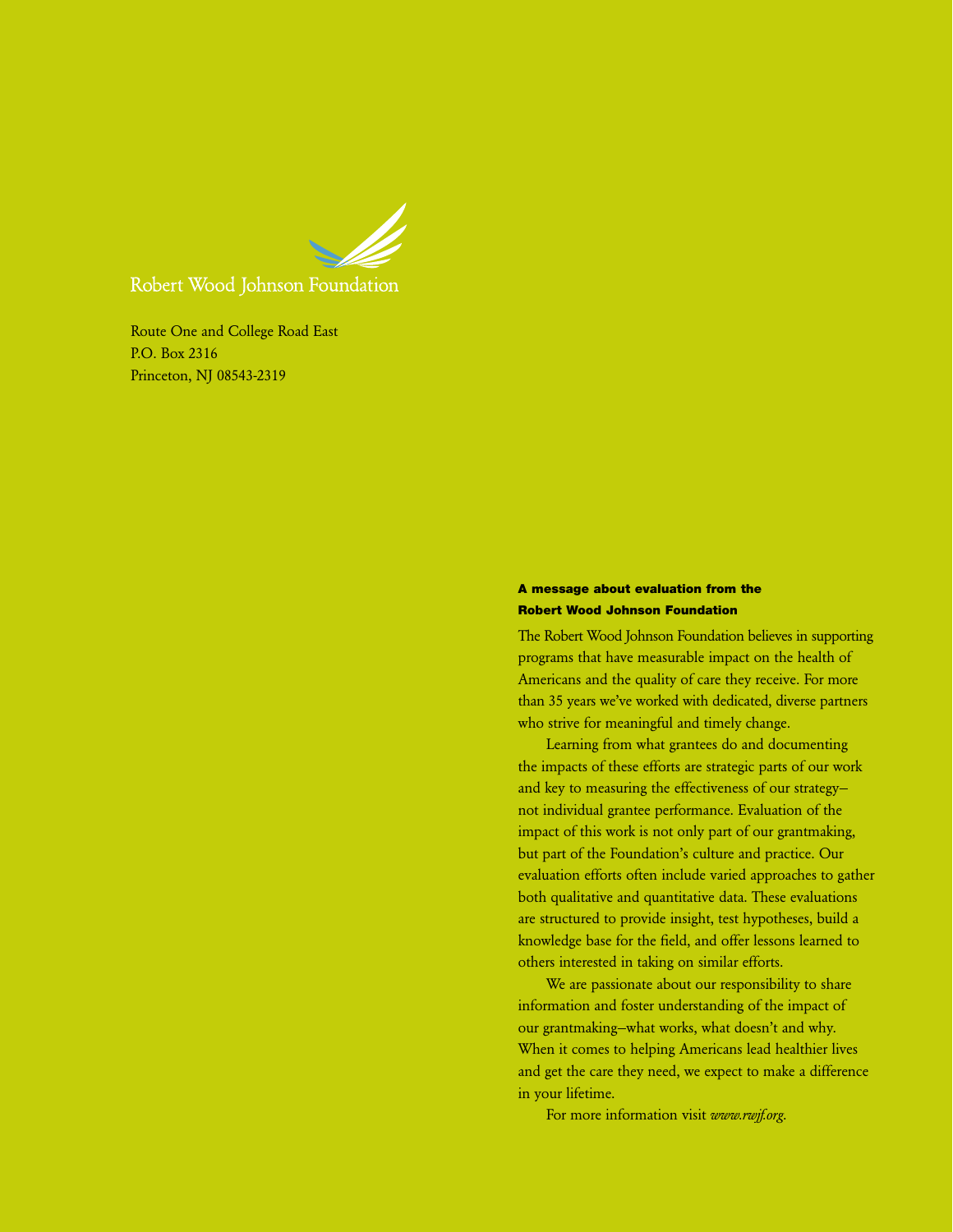Robert Wood Johnson Foundation

Route One and College Road East
P.O. Box 2316
Princeton, NJ 08543-2319

**A message about evaluation from the Robert Wood Johnson Foundation**

The Robert Wood Johnson Foundation believes in supporting programs that have measurable impact on the health of Americans and the quality of care they receive. For more than 35 years we've worked with dedicated, diverse partners who strive for meaningful and timely change.

Learning from what grantees do and documenting the impacts of these efforts are strategic parts of our work and key to measuring the effectiveness of our strategy–not individual grantee performance. Evaluation of the impact of this work is not only part of our grantmaking, but part of the Foundation's culture and practice. Our evaluation efforts often include varied approaches to gather both qualitative and quantitative data. These evaluations are structured to provide insight, test hypotheses, build a knowledge base for the field, and offer lessons learned to others interested in taking on similar efforts.

We are passionate about our responsibility to share information and foster understanding of the impact of our grantmaking–what works, what doesn't and why. When it comes to helping Americans lead healthier lives and get the care they need, we expect to make a difference in your lifetime.

For more information visit *www.rwjf.org*.